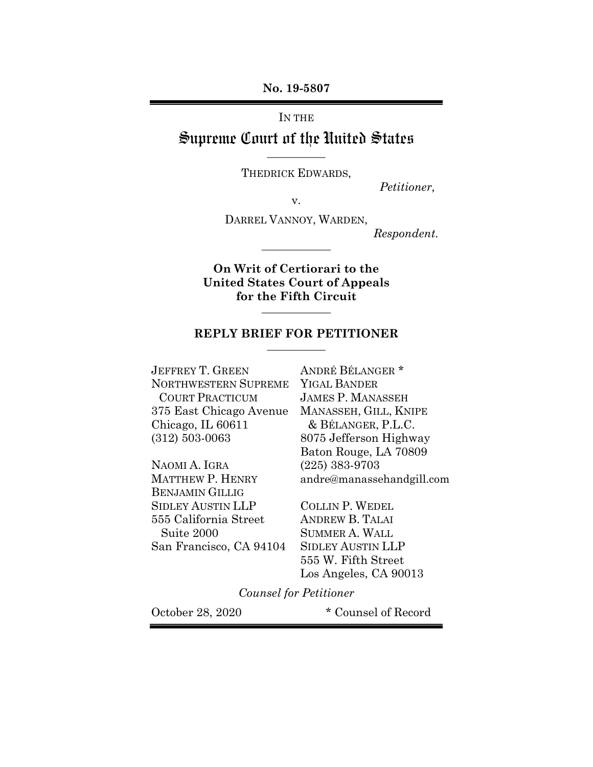**No. 19-5807**

IN THE

# Supreme Court of the United States

---

THEDRICK EDWARDS,

*Petitioner,*

v.

DARREL VANNOY, WARDEN,

*Respondent.*

---

**On Writ of Certiorari to the United States Court of Appeals for the Fifth Circuit**

---

## REPLY BRIEF FOR PETITIONER

---

JEFFREY T. GREEN
NORTHWESTERN SUPREME COURT PRACTICUM
375 East Chicago Avenue
Chicago, IL 60611
(312) 503-0063

NAOMI A. IGRA
MATTHEW P. HENRY
BENJAMIN GILLIG
SIDLEY AUSTIN LLP
555 California Street
Suite 2000
San Francisco, CA 94104

ANDRÉ BÉLANGER *
YIGAL BANDER
JAMES P. MANASSEH
MANASSEH, GILL, KNIPE & BÉLANGER, P.L.C.
8075 Jefferson Highway
Baton Rouge, LA 70809
(225) 383-9703
andre@manassehandgill.com

COLLIN P. WEDEL
ANDREW B. TALAI
SUMMER A. WALL
SIDLEY AUSTIN LLP
555 W. Fifth Street
Los Angeles, CA 90013

*Counsel for Petitioner*

October 28, 2020

* Counsel of Record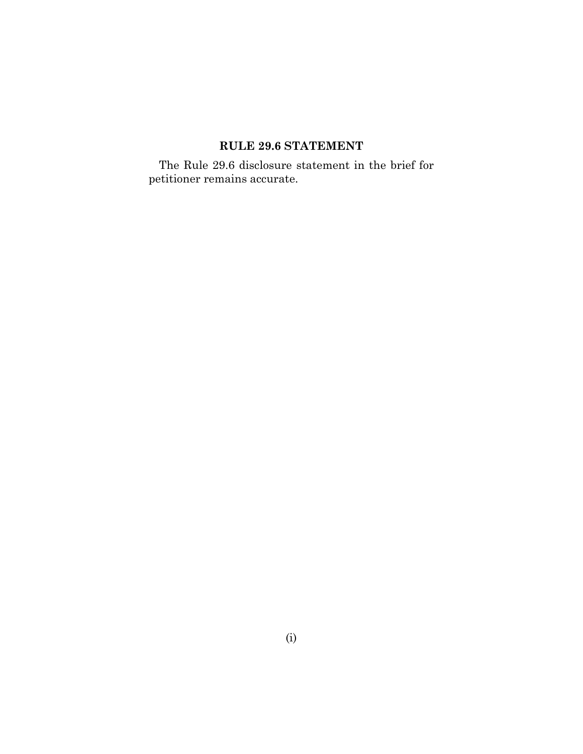## RULE 29.6 STATEMENT

The Rule 29.6 disclosure statement in the brief for petitioner remains accurate.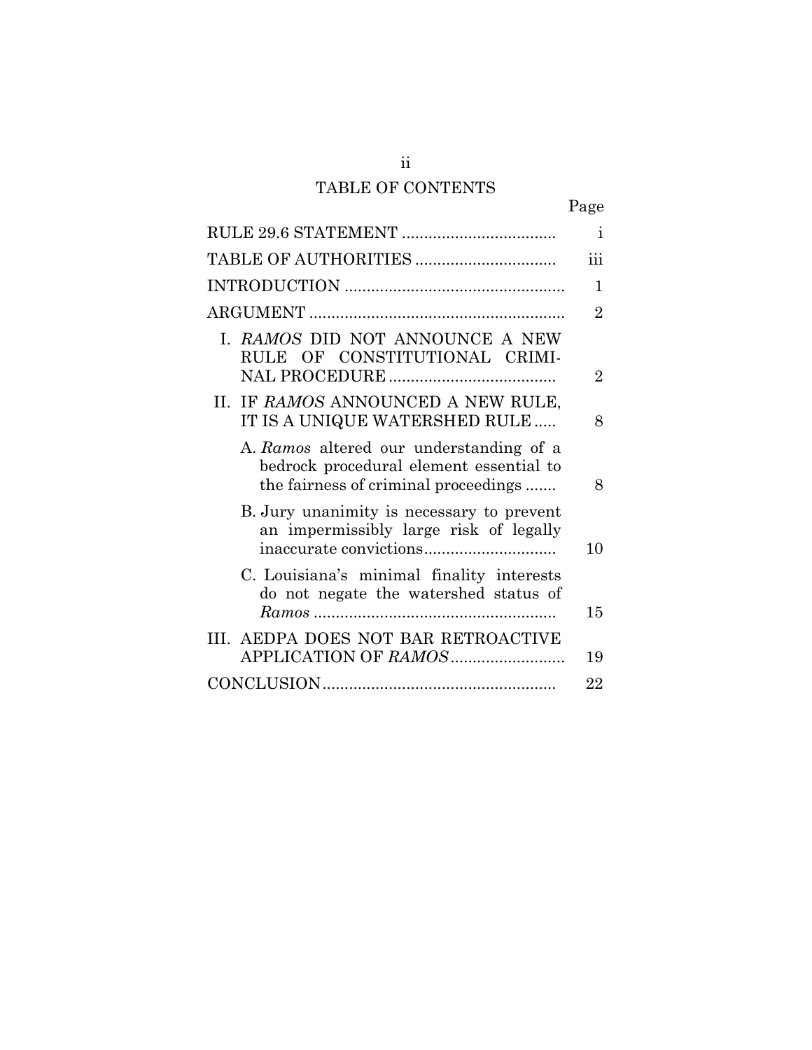# TABLE OF CONTENTS

| | Page |
|---|---|
| RULE 29.6 STATEMENT | i |
| TABLE OF AUTHORITIES | iii |
| INTRODUCTION | 1 |
| ARGUMENT | 2 |
| I. *RAMOS* DID NOT ANNOUNCE A NEW RULE OF CONSTITUTIONAL CRIMINAL PROCEDURE | 2 |
| II. IF *RAMOS* ANNOUNCED A NEW RULE, IT IS A UNIQUE WATERSHED RULE | 8 |
| A. *Ramos* altered our understanding of a bedrock procedural element essential to the fairness of criminal proceedings | 8 |
| B. Jury unanimity is necessary to prevent an impermissibly large risk of legally inaccurate convictions | 10 |
| C. Louisiana's minimal finality interests do not negate the watershed status of *Ramos* | 15 |
| III. AEDPA DOES NOT BAR RETROACTIVE APPLICATION OF *RAMOS* | 19 |
| CONCLUSION | 22 |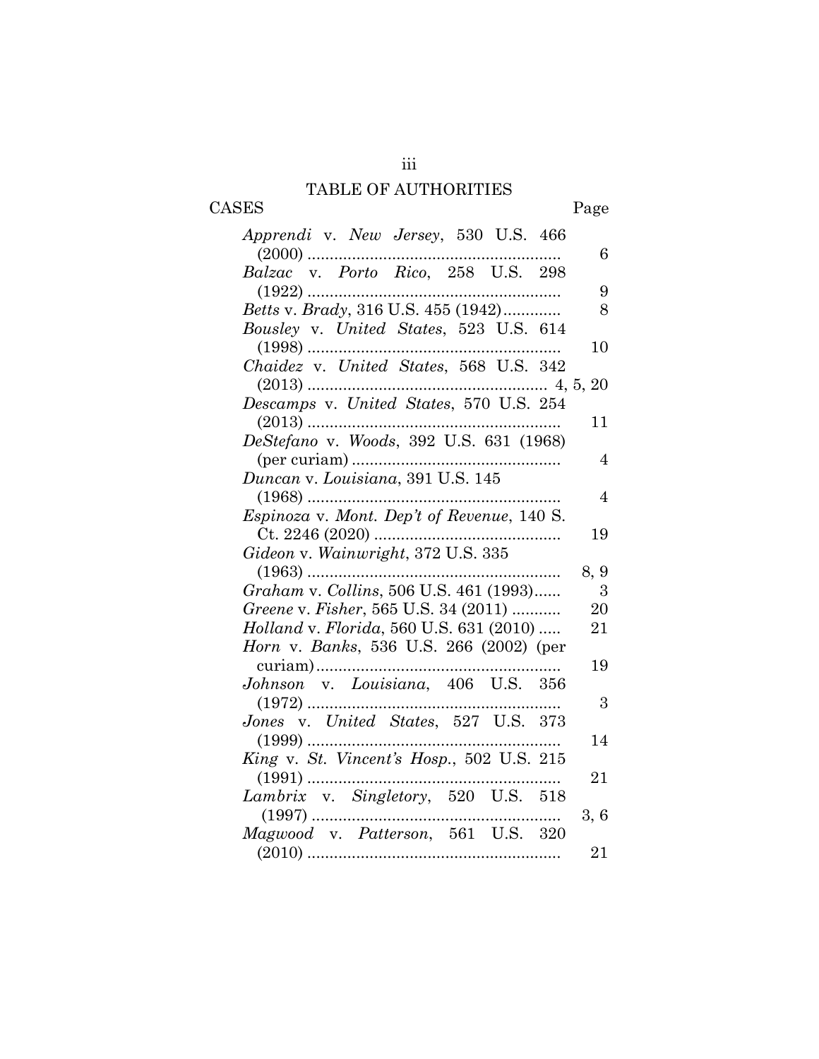## TABLE OF AUTHORITIES

| CASES | Page |
|---|---|
| *Apprendi* v. *New Jersey*, 530 U.S. 466 (2000) | 6 |
| *Balzac* v. *Porto Rico*, 258 U.S. 298 (1922) | 9 |
| *Betts* v. *Brady*, 316 U.S. 455 (1942) | 8 |
| *Bousley* v. *United States*, 523 U.S. 614 (1998) | 10 |
| *Chaidez* v. *United States*, 568 U.S. 342 (2013) | 4, 5, 20 |
| *Descamps* v. *United States*, 570 U.S. 254 (2013) | 11 |
| *DeStefano* v. *Woods*, 392 U.S. 631 (1968) (per curiam) | 4 |
| *Duncan* v. *Louisiana*, 391 U.S. 145 (1968) | 4 |
| *Espinoza* v. *Mont. Dep't of Revenue*, 140 S. Ct. 2246 (2020) | 19 |
| *Gideon* v. *Wainwright*, 372 U.S. 335 (1963) | 8, 9 |
| *Graham* v. *Collins*, 506 U.S. 461 (1993) | 3 |
| *Greene* v. *Fisher*, 565 U.S. 34 (2011) | 20 |
| *Holland* v. *Florida*, 560 U.S. 631 (2010) | 21 |
| *Horn* v. *Banks*, 536 U.S. 266 (2002) (per curiam) | 19 |
| *Johnson* v. *Louisiana*, 406 U.S. 356 (1972) | 3 |
| *Jones* v. *United States*, 527 U.S. 373 (1999) | 14 |
| *King* v. *St. Vincent's Hosp.*, 502 U.S. 215 (1991) | 21 |
| *Lambrix* v. *Singletory*, 520 U.S. 518 (1997) | 3, 6 |
| *Magwood* v. *Patterson*, 561 U.S. 320 (2010) | 21 |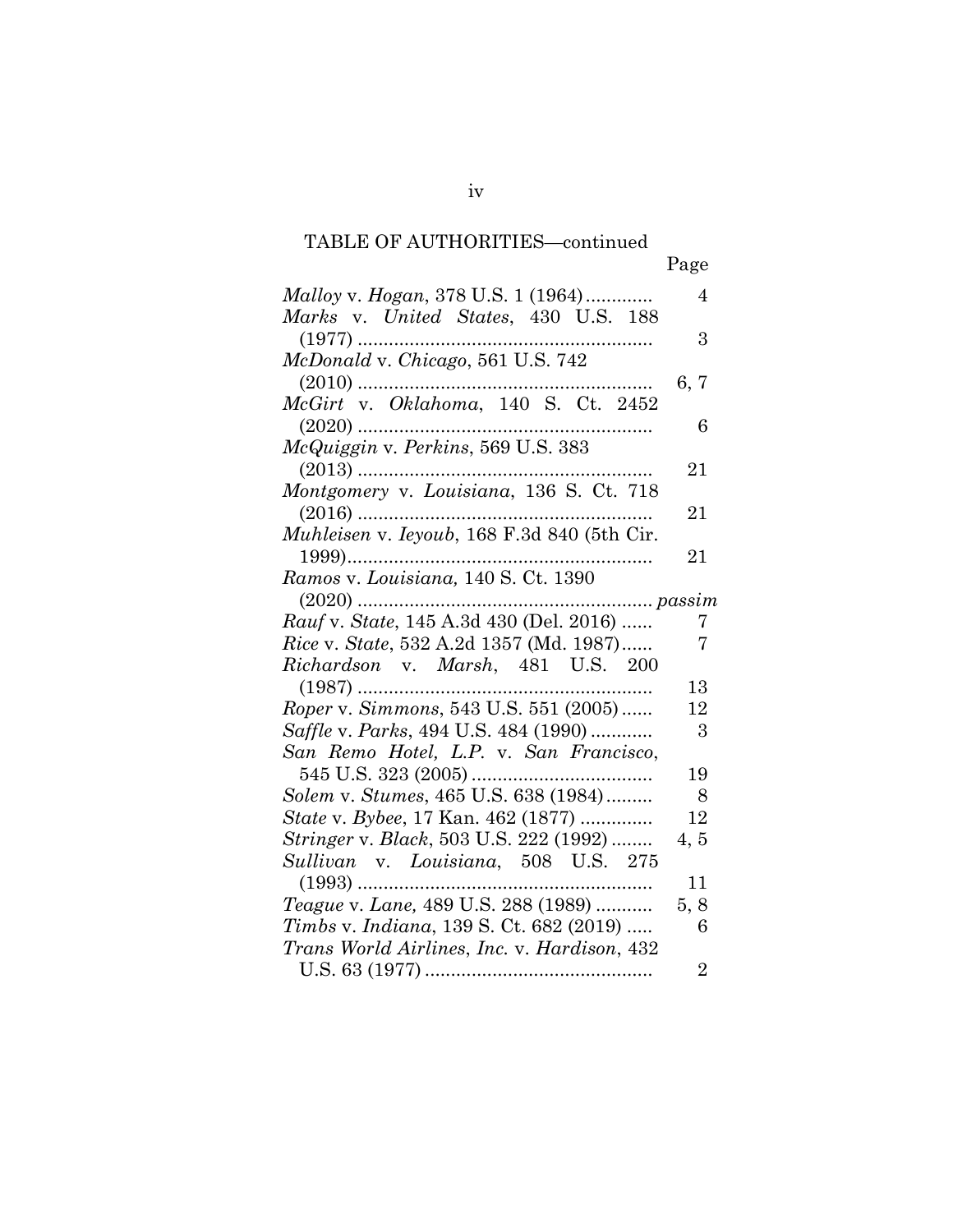TABLE OF AUTHORITIES—continued

| | Page |
|---|---|
| *Malloy* v. *Hogan*, 378 U.S. 1 (1964) | 4 |
| *Marks* v. *United States*, 430 U.S. 188 (1977) | 3 |
| *McDonald* v. *Chicago*, 561 U.S. 742 (2010) | 6, 7 |
| *McGirt* v. *Oklahoma*, 140 S. Ct. 2452 (2020) | 6 |
| *McQuiggin* v. *Perkins*, 569 U.S. 383 (2013) | 21 |
| *Montgomery* v. *Louisiana*, 136 S. Ct. 718 (2016) | 21 |
| *Muhleisen* v. *Ieyoub*, 168 F.3d 840 (5th Cir. 1999) | 21 |
| *Ramos* v. *Louisiana,* 140 S. Ct. 1390 (2020) | *passim* |
| *Rauf* v. *State*, 145 A.3d 430 (Del. 2016) | 7 |
| *Rice* v. *State*, 532 A.2d 1357 (Md. 1987) | 7 |
| *Richardson* v. *Marsh*, 481 U.S. 200 (1987) | 13 |
| *Roper* v. *Simmons*, 543 U.S. 551 (2005) | 12 |
| *Saffle* v. *Parks*, 494 U.S. 484 (1990) | 3 |
| *San Remo Hotel, L.P.* v. *San Francisco*, 545 U.S. 323 (2005) | 19 |
| *Solem* v. *Stumes*, 465 U.S. 638 (1984) | 8 |
| *State* v. *Bybee*, 17 Kan. 462 (1877) | 12 |
| *Stringer* v. *Black*, 503 U.S. 222 (1992) | 4, 5 |
| *Sullivan* v. *Louisiana*, 508 U.S. 275 (1993) | 11 |
| *Teague* v. *Lane,* 489 U.S. 288 (1989) | 5, 8 |
| *Timbs* v. *Indiana*, 139 S. Ct. 682 (2019) | 6 |
| *Trans World Airlines, Inc.* v. *Hardison*, 432 U.S. 63 (1977) | 2 |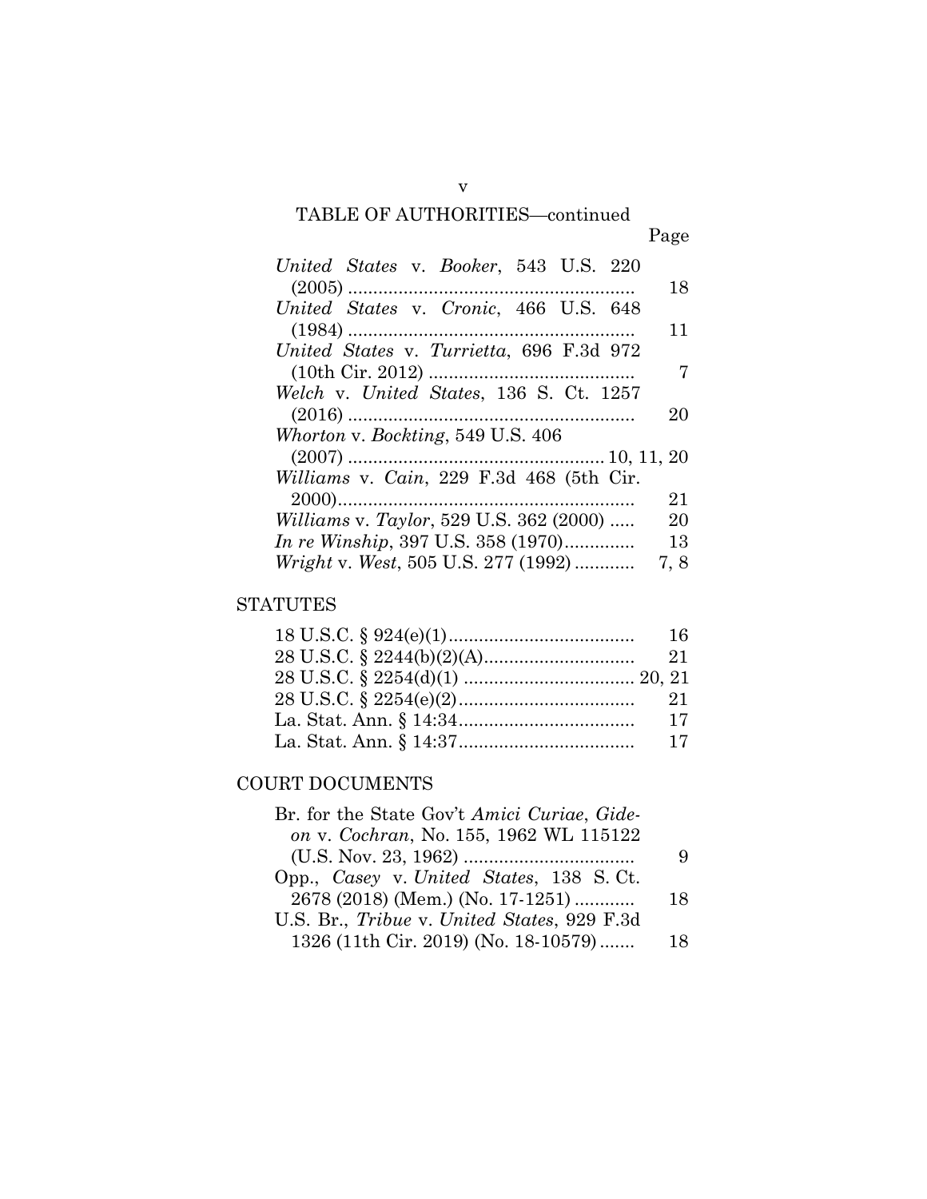TABLE OF AUTHORITIES—continued

| | Page |
|---|---|
| *United States* v. *Booker*, 543 U.S. 220 (2005) | 18 |
| *United States* v. *Cronic*, 466 U.S. 648 (1984) | 11 |
| *United States* v. *Turrietta*, 696 F.3d 972 (10th Cir. 2012) | 7 |
| *Welch* v. *United States*, 136 S. Ct. 1257 (2016) | 20 |
| *Whorton* v. *Bockting*, 549 U.S. 406 (2007) | 10, 11, 20 |
| *Williams* v. *Cain*, 229 F.3d 468 (5th Cir. 2000) | 21 |
| *Williams* v. *Taylor*, 529 U.S. 362 (2000) | 20 |
| *In re Winship*, 397 U.S. 358 (1970) | 13 |
| *Wright* v. *West*, 505 U.S. 277 (1992) | 7, 8 |

## STATUTES

| | |
|---|---|
| 18 U.S.C. § 924(e)(1) | 16 |
| 28 U.S.C. § 2244(b)(2)(A) | 21 |
| 28 U.S.C. § 2254(d)(1) | 20, 21 |
| 28 U.S.C. § 2254(e)(2) | 21 |
| La. Stat. Ann. § 14:34 | 17 |
| La. Stat. Ann. § 14:37 | 17 |

## COURT DOCUMENTS

| | |
|---|---|
| Br. for the State Gov't *Amici Curiae*, *Gideon* v. *Cochran*, No. 155, 1962 WL 115122 (U.S. Nov. 23, 1962) | 9 |
| Opp., *Casey* v. *United States*, 138 S. Ct. 2678 (2018) (Mem.) (No. 17-1251) | 18 |
| U.S. Br., *Tribue* v. *United States*, 929 F.3d 1326 (11th Cir. 2019) (No. 18-10579) | 18 |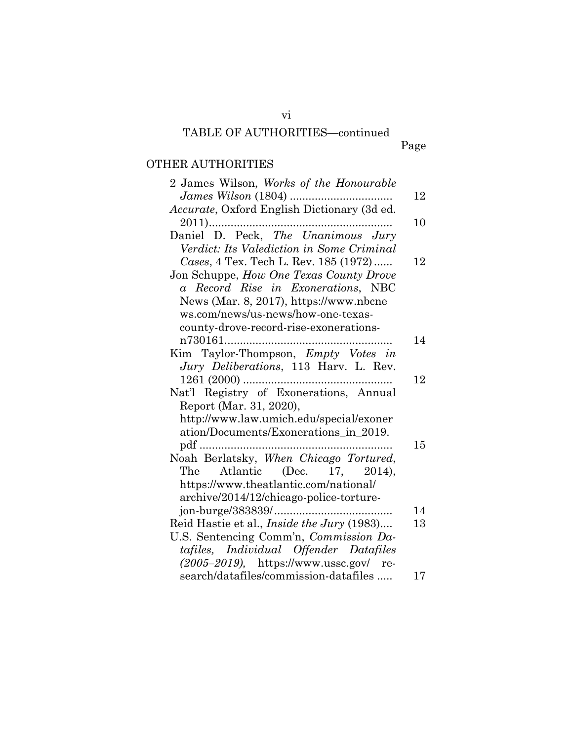TABLE OF AUTHORITIES—continued

Page

## OTHER AUTHORITIES

2 James Wilson, *Works of the Honourable James Wilson* (1804) ................................ 12

*Accurate*, Oxford English Dictionary (3d ed. 2011)........................................................... 10

Daniel D. Peck, *The Unanimous Jury Verdict: Its Valediction in Some Criminal Cases*, 4 Tex. Tech L. Rev. 185 (1972)...... 12

Jon Schuppe, *How One Texas County Drove a Record Rise in Exonerations*, NBC News (Mar. 8, 2017), https://www.nbcnews.com/news/us-news/how-one-texas-county-drove-record-rise-exonerations-n730161...................................................... 14

Kim Taylor-Thompson, *Empty Votes in Jury Deliberations*, 113 Harv. L. Rev. 1261 (2000) ............................................... 12

Nat'l Registry of Exonerations, Annual Report (Mar. 31, 2020), http://www.law.umich.edu/special/exoneration/Documents/Exonerations_in_2019.pdf ............................................................. 15

Noah Berlatsky, *When Chicago Tortured*, The Atlantic (Dec. 17, 2014), https://www.theatlantic.com/national/archive/2014/12/chicago-police-torture-jon-burge/383839/...................................... 14

Reid Hastie et al., *Inside the Jury* (1983).... 13

U.S. Sentencing Comm'n, *Commission Datafiles, Individual Offender Datafiles (2005–2019),* https://www.ussc.gov/research/datafiles/commission-datafiles ..... 17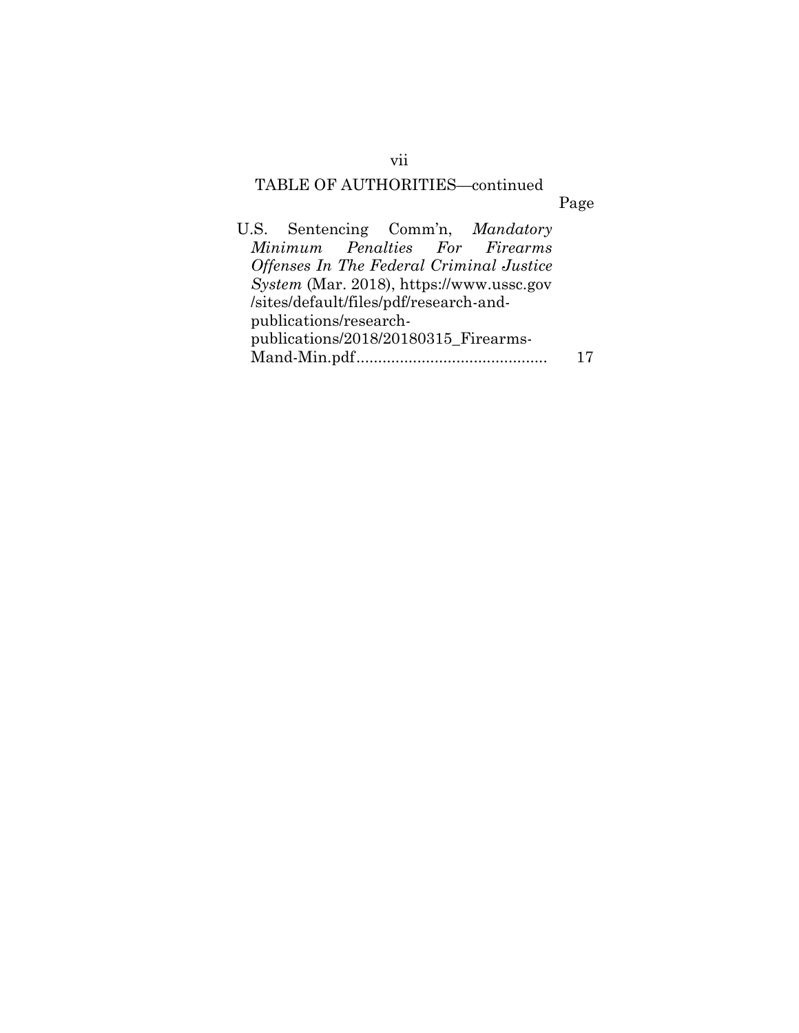TABLE OF AUTHORITIES—continued

Page

U.S. Sentencing Comm'n, *Mandatory Minimum Penalties For Firearms Offenses In The Federal Criminal Justice System* (Mar. 2018), https://www.ussc.gov/sites/default/files/pdf/research-and-publications/research-publications/2018/20180315_Firearms-Mand-Min.pdf ........................................... 17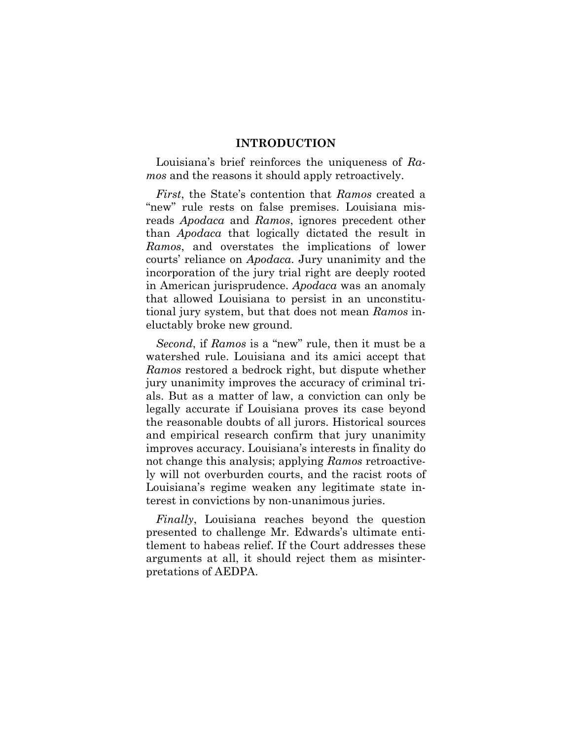## INTRODUCTION

Louisiana's brief reinforces the uniqueness of *Ramos* and the reasons it should apply retroactively.

*First*, the State's contention that *Ramos* created a "new" rule rests on false premises. Louisiana misreads *Apodaca* and *Ramos*, ignores precedent other than *Apodaca* that logically dictated the result in *Ramos*, and overstates the implications of lower courts' reliance on *Apodaca*. Jury unanimity and the incorporation of the jury trial right are deeply rooted in American jurisprudence. *Apodaca* was an anomaly that allowed Louisiana to persist in an unconstitutional jury system, but that does not mean *Ramos* ineluctably broke new ground.

*Second*, if *Ramos* is a "new" rule, then it must be a watershed rule. Louisiana and its amici accept that *Ramos* restored a bedrock right, but dispute whether jury unanimity improves the accuracy of criminal trials. But as a matter of law, a conviction can only be legally accurate if Louisiana proves its case beyond the reasonable doubts of all jurors. Historical sources and empirical research confirm that jury unanimity improves accuracy. Louisiana's interests in finality do not change this analysis; applying *Ramos* retroactively will not overburden courts, and the racist roots of Louisiana's regime weaken any legitimate state interest in convictions by non-unanimous juries.

*Finally*, Louisiana reaches beyond the question presented to challenge Mr. Edwards's ultimate entitlement to habeas relief. If the Court addresses these arguments at all, it should reject them as misinterpretations of AEDPA.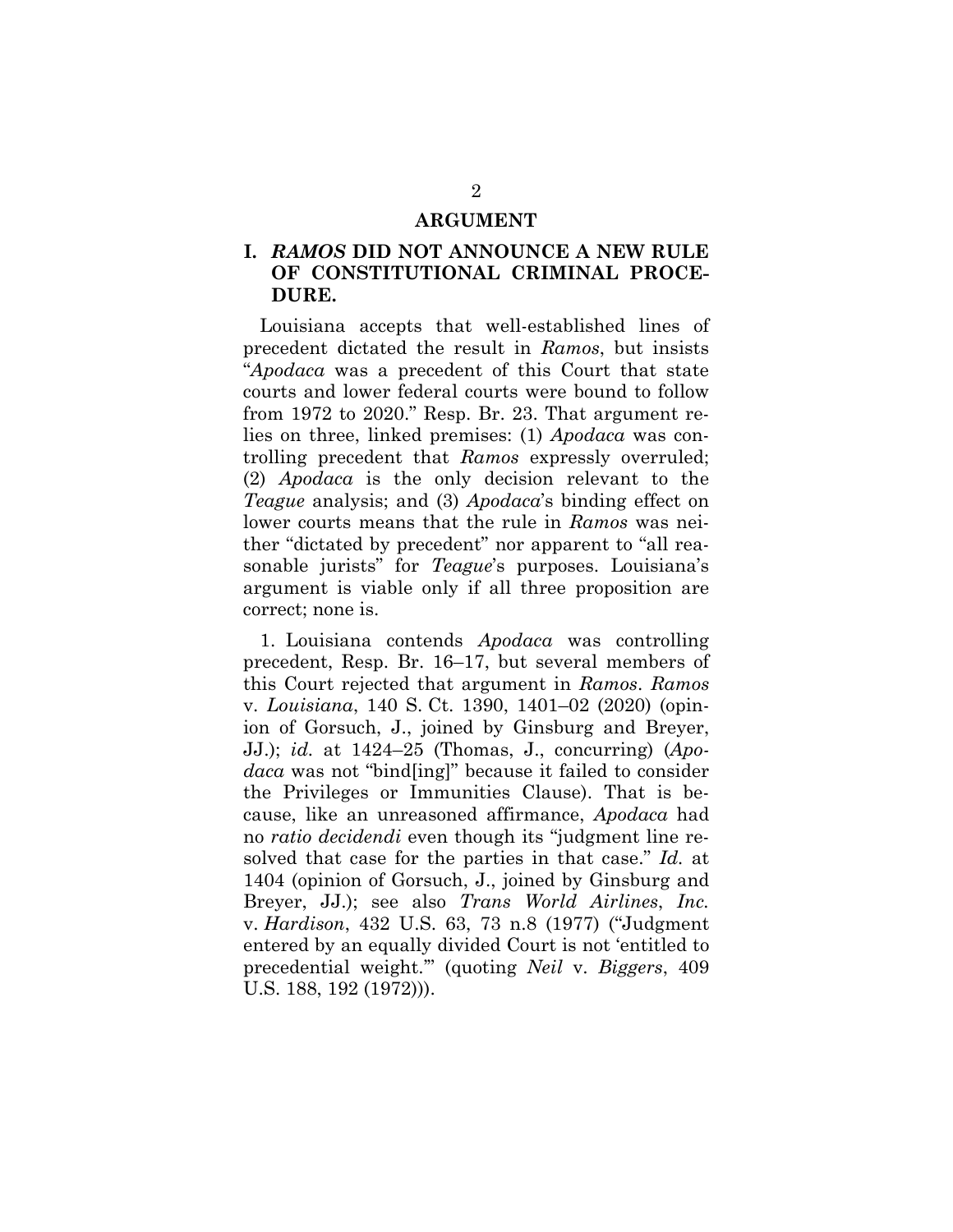## ARGUMENT

### I. *RAMOS* DID NOT ANNOUNCE A NEW RULE OF CONSTITUTIONAL CRIMINAL PROCEDURE.

Louisiana accepts that well-established lines of precedent dictated the result in *Ramos*, but insists "*Apodaca* was a precedent of this Court that state courts and lower federal courts were bound to follow from 1972 to 2020." Resp. Br. 23. That argument relies on three, linked premises: (1) *Apodaca* was controlling precedent that *Ramos* expressly overruled; (2) *Apodaca* is the only decision relevant to the *Teague* analysis; and (3) *Apodaca*'s binding effect on lower courts means that the rule in *Ramos* was neither "dictated by precedent" nor apparent to "all reasonable jurists" for *Teague*'s purposes. Louisiana's argument is viable only if all three proposition are correct; none is.

1. Louisiana contends *Apodaca* was controlling precedent, Resp. Br. 16–17, but several members of this Court rejected that argument in *Ramos*. *Ramos* v. *Louisiana*, 140 S. Ct. 1390, 1401–02 (2020) (opinion of Gorsuch, J., joined by Ginsburg and Breyer, JJ.); *id.* at 1424–25 (Thomas, J., concurring) (*Apodaca* was not "bind[ing]" because it failed to consider the Privileges or Immunities Clause). That is because, like an unreasoned affirmance, *Apodaca* had no *ratio decidendi* even though its "judgment line resolved that case for the parties in that case." *Id.* at 1404 (opinion of Gorsuch, J., joined by Ginsburg and Breyer, JJ.); see also *Trans World Airlines*, *Inc.* v. *Hardison*, 432 U.S. 63, 73 n.8 (1977) ("Judgment entered by an equally divided Court is not 'entitled to precedential weight.'" (quoting *Neil* v. *Biggers*, 409 U.S. 188, 192 (1972))).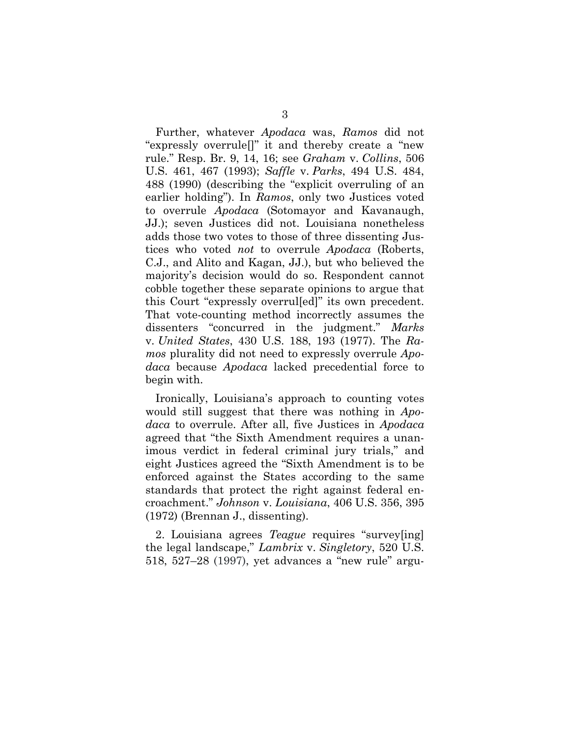Further, whatever *Apodaca* was, *Ramos* did not "expressly overrule[]" it and thereby create a "new rule." Resp. Br. 9, 14, 16; see *Graham* v. *Collins*, 506 U.S. 461, 467 (1993); *Saffle* v. *Parks*, 494 U.S. 484, 488 (1990) (describing the "explicit overruling of an earlier holding"). In *Ramos*, only two Justices voted to overrule *Apodaca* (Sotomayor and Kavanaugh, JJ.); seven Justices did not. Louisiana nonetheless adds those two votes to those of three dissenting Justices who voted *not* to overrule *Apodaca* (Roberts, C.J., and Alito and Kagan, JJ.), but who believed the majority's decision would do so. Respondent cannot cobble together these separate opinions to argue that this Court "expressly overrul[ed]" its own precedent. That vote-counting method incorrectly assumes the dissenters "concurred in the judgment." *Marks* v. *United States*, 430 U.S. 188, 193 (1977). The *Ramos* plurality did not need to expressly overrule *Apodaca* because *Apodaca* lacked precedential force to begin with.

Ironically, Louisiana's approach to counting votes would still suggest that there was nothing in *Apodaca* to overrule. After all, five Justices in *Apodaca* agreed that "the Sixth Amendment requires a unanimous verdict in federal criminal jury trials," and eight Justices agreed the "Sixth Amendment is to be enforced against the States according to the same standards that protect the right against federal encroachment." *Johnson* v. *Louisiana*, 406 U.S. 356, 395 (1972) (Brennan J., dissenting).

2. Louisiana agrees *Teague* requires "survey[ing] the legal landscape," *Lambrix* v. *Singletory*, 520 U.S. 518, 527–28 (1997), yet advances a "new rule" argu-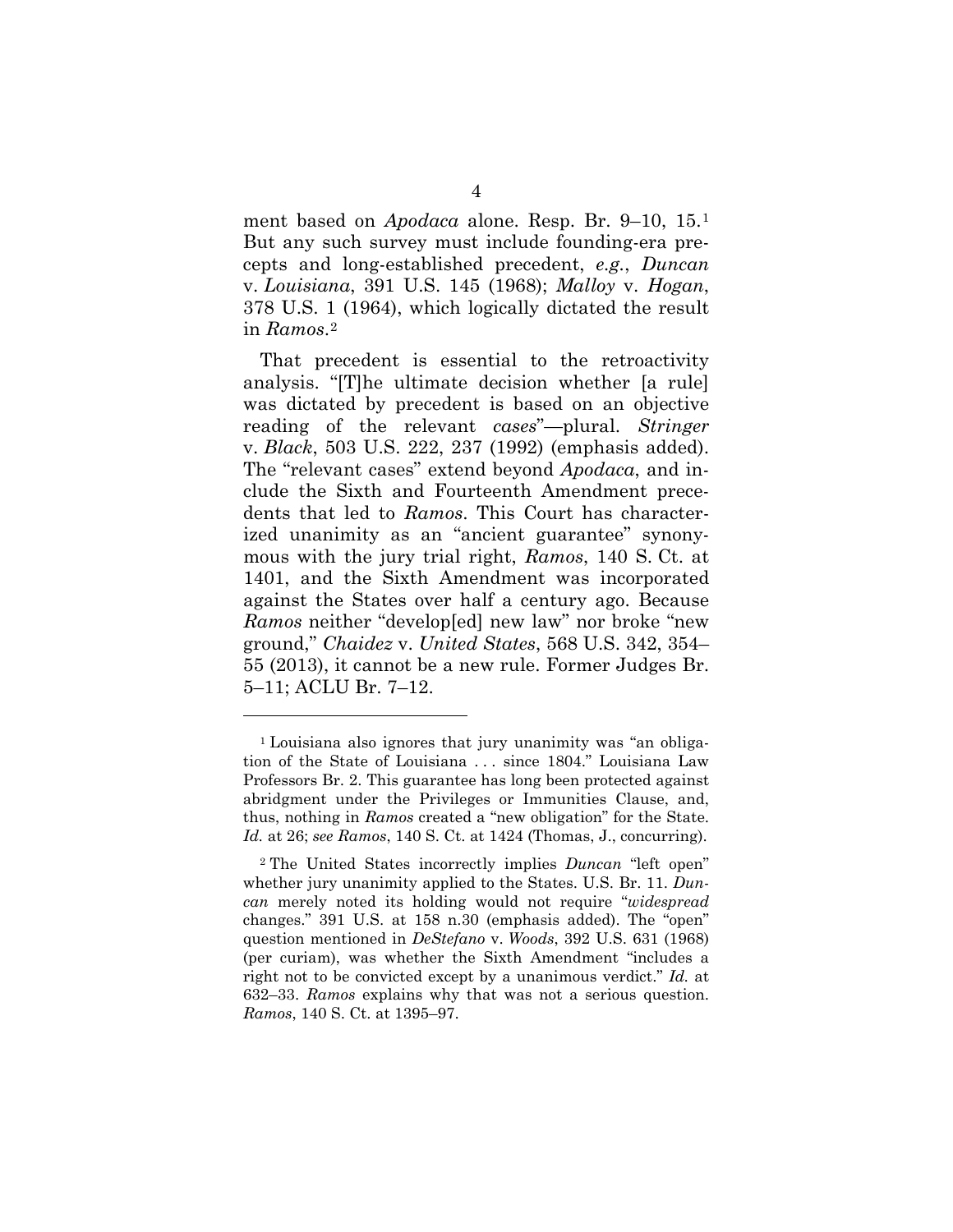ment based on *Apodaca* alone. Resp. Br. 9–10, 15.[1] But any such survey must include founding-era precepts and long-established precedent, *e.g.*, *Duncan* v. *Louisiana*, 391 U.S. 145 (1968); *Malloy* v. *Hogan*, 378 U.S. 1 (1964), which logically dictated the result in *Ramos*.[2]

That precedent is essential to the retroactivity analysis. "[T]he ultimate decision whether [a rule] was dictated by precedent is based on an objective reading of the relevant *cases*"—plural. *Stringer* v. *Black*, 503 U.S. 222, 237 (1992) (emphasis added). The "relevant cases" extend beyond *Apodaca*, and include the Sixth and Fourteenth Amendment precedents that led to *Ramos*. This Court has characterized unanimity as an "ancient guarantee" synonymous with the jury trial right, *Ramos*, 140 S. Ct. at 1401, and the Sixth Amendment was incorporated against the States over half a century ago. Because *Ramos* neither "develop[ed] new law" nor broke "new ground," *Chaidez* v. *United States*, 568 U.S. 342, 354–55 (2013), it cannot be a new rule. Former Judges Br. 5–11; ACLU Br. 7–12.

---

[1] Louisiana also ignores that jury unanimity was "an obligation of the State of Louisiana . . . since 1804." Louisiana Law Professors Br. 2. This guarantee has long been protected against abridgment under the Privileges or Immunities Clause, and, thus, nothing in *Ramos* created a "new obligation" for the State. *Id.* at 26; *see Ramos*, 140 S. Ct. at 1424 (Thomas, J., concurring).

[2] The United States incorrectly implies *Duncan* "left open" whether jury unanimity applied to the States. U.S. Br. 11. *Duncan* merely noted its holding would not require "*widespread* changes." 391 U.S. at 158 n.30 (emphasis added). The "open" question mentioned in *DeStefano* v. *Woods*, 392 U.S. 631 (1968) (per curiam), was whether the Sixth Amendment "includes a right not to be convicted except by a unanimous verdict." *Id.* at 632–33. *Ramos* explains why that was not a serious question. *Ramos*, 140 S. Ct. at 1395–97.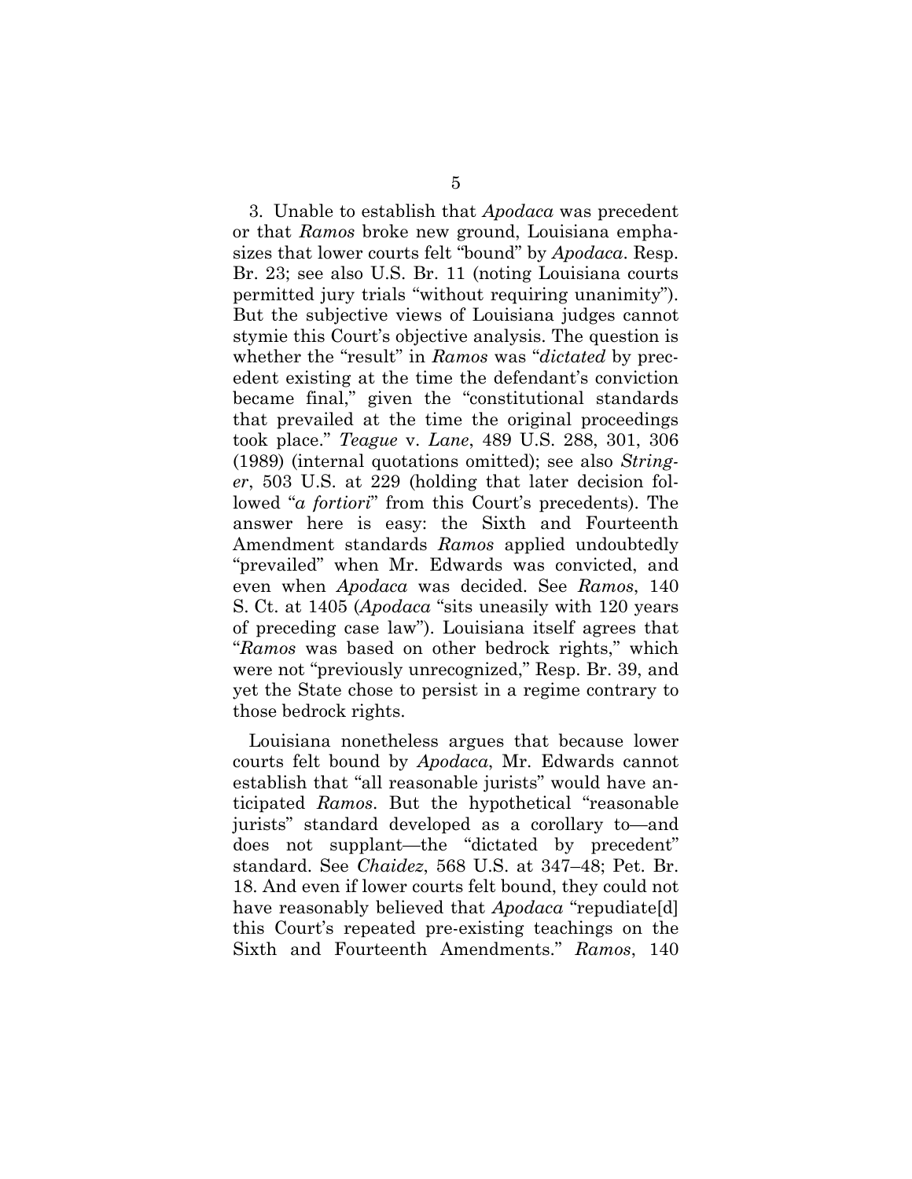3. Unable to establish that *Apodaca* was precedent or that *Ramos* broke new ground, Louisiana emphasizes that lower courts felt "bound" by *Apodaca*. Resp. Br. 23; see also U.S. Br. 11 (noting Louisiana courts permitted jury trials "without requiring unanimity"). But the subjective views of Louisiana judges cannot stymie this Court's objective analysis. The question is whether the "result" in *Ramos* was "*dictated* by precedent existing at the time the defendant's conviction became final," given the "constitutional standards that prevailed at the time the original proceedings took place." *Teague* v. *Lane*, 489 U.S. 288, 301, 306 (1989) (internal quotations omitted); see also *Stringer*, 503 U.S. at 229 (holding that later decision followed "*a fortiori*" from this Court's precedents). The answer here is easy: the Sixth and Fourteenth Amendment standards *Ramos* applied undoubtedly "prevailed" when Mr. Edwards was convicted, and even when *Apodaca* was decided. See *Ramos*, 140 S. Ct. at 1405 (*Apodaca* "sits uneasily with 120 years of preceding case law"). Louisiana itself agrees that "*Ramos* was based on other bedrock rights," which were not "previously unrecognized," Resp. Br. 39, and yet the State chose to persist in a regime contrary to those bedrock rights.

Louisiana nonetheless argues that because lower courts felt bound by *Apodaca*, Mr. Edwards cannot establish that "all reasonable jurists" would have anticipated *Ramos*. But the hypothetical "reasonable jurists" standard developed as a corollary to—and does not supplant—the "dictated by precedent" standard. See *Chaidez*, 568 U.S. at 347–48; Pet. Br. 18. And even if lower courts felt bound, they could not have reasonably believed that *Apodaca* "repudiate[d] this Court's repeated pre-existing teachings on the Sixth and Fourteenth Amendments." *Ramos*, 140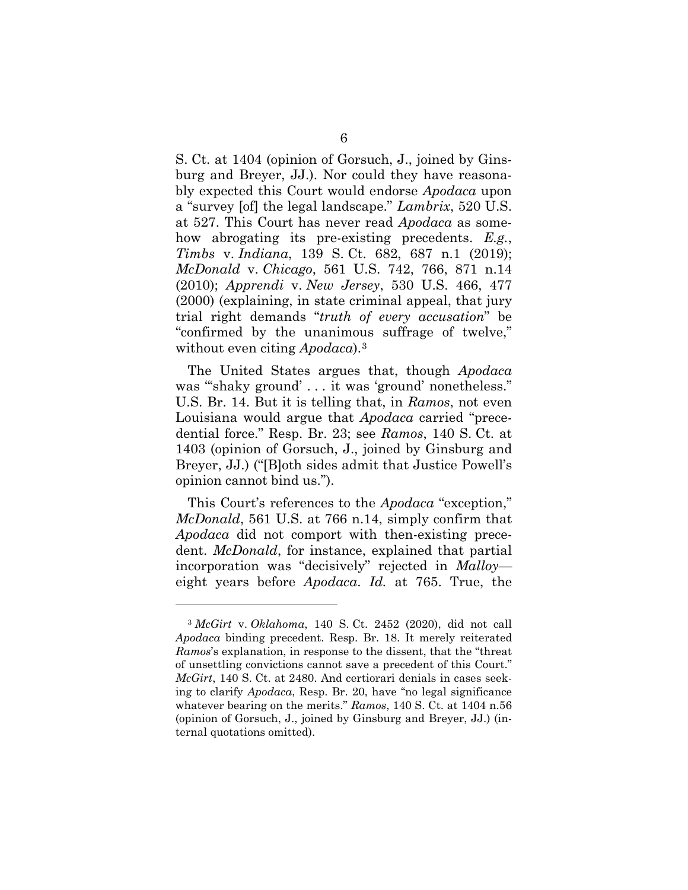S. Ct. at 1404 (opinion of Gorsuch, J., joined by Ginsburg and Breyer, JJ.). Nor could they have reasonably expected this Court would endorse *Apodaca* upon a "survey [of] the legal landscape." *Lambrix*, 520 U.S. at 527. This Court has never read *Apodaca* as somehow abrogating its pre-existing precedents. *E.g.*, *Timbs* v. *Indiana*, 139 S. Ct. 682, 687 n.1 (2019); *McDonald* v. *Chicago*, 561 U.S. 742, 766, 871 n.14 (2010); *Apprendi* v. *New Jersey*, 530 U.S. 466, 477 (2000) (explaining, in state criminal appeal, that jury trial right demands "*truth of every accusation*" be "confirmed by the unanimous suffrage of twelve," without even citing *Apodaca*).[3]

The United States argues that, though *Apodaca* was "'shaky ground' . . . it was 'ground' nonetheless." U.S. Br. 14. But it is telling that, in *Ramos*, not even Louisiana would argue that *Apodaca* carried "precedential force." Resp. Br. 23; see *Ramos*, 140 S. Ct. at 1403 (opinion of Gorsuch, J., joined by Ginsburg and Breyer, JJ.) ("[B]oth sides admit that Justice Powell's opinion cannot bind us.").

This Court's references to the *Apodaca* "exception," *McDonald*, 561 U.S. at 766 n.14, simply confirm that *Apodaca* did not comport with then-existing precedent. *McDonald*, for instance, explained that partial incorporation was "decisively" rejected in *Malloy*—eight years before *Apodaca*. *Id.* at 765. True, the

---

[3] *McGirt* v. *Oklahoma*, 140 S. Ct. 2452 (2020), did not call *Apodaca* binding precedent. Resp. Br. 18. It merely reiterated *Ramos*'s explanation, in response to the dissent, that the "threat of unsettling convictions cannot save a precedent of this Court." *McGirt*, 140 S. Ct. at 2480. And certiorari denials in cases seeking to clarify *Apodaca*, Resp. Br. 20, have "no legal significance whatever bearing on the merits." *Ramos*, 140 S. Ct. at 1404 n.56 (opinion of Gorsuch, J., joined by Ginsburg and Breyer, JJ.) (internal quotations omitted).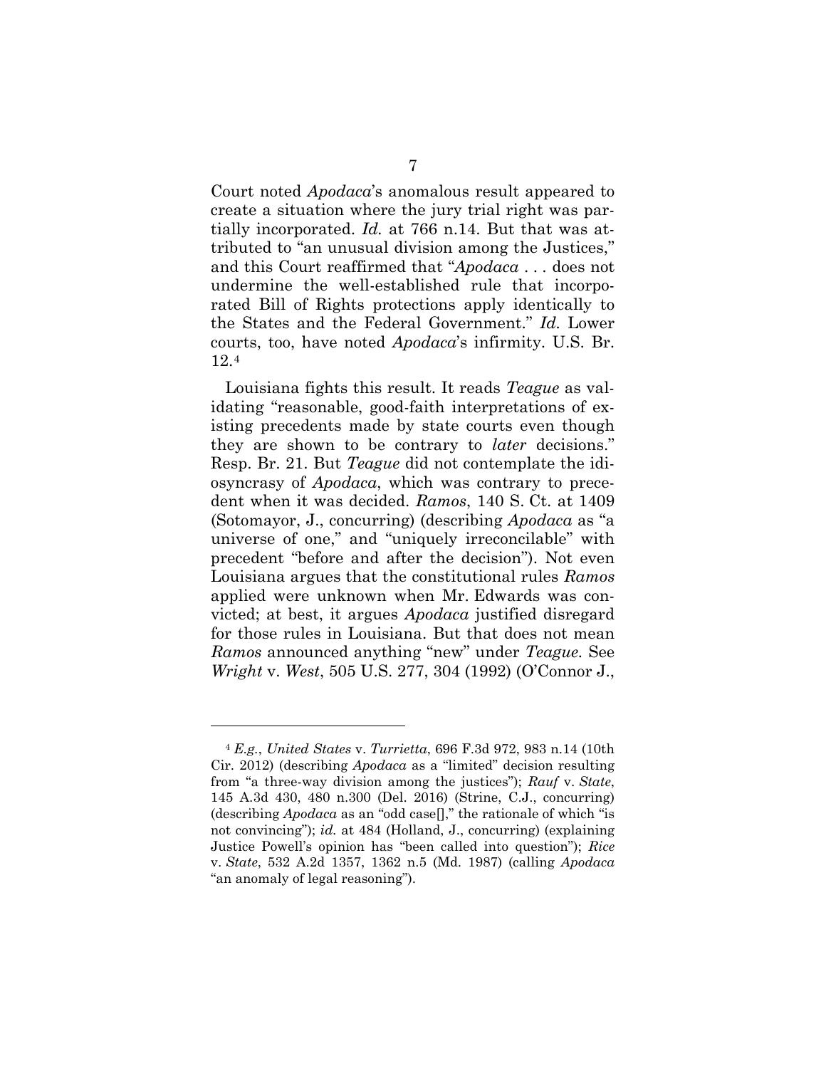Court noted *Apodaca*'s anomalous result appeared to create a situation where the jury trial right was partially incorporated. *Id.* at 766 n.14. But that was attributed to "an unusual division among the Justices," and this Court reaffirmed that "*Apodaca* . . . does not undermine the well-established rule that incorporated Bill of Rights protections apply identically to the States and the Federal Government." *Id.* Lower courts, too, have noted *Apodaca*'s infirmity. U.S. Br. 12.[4]

Louisiana fights this result. It reads *Teague* as validating "reasonable, good-faith interpretations of existing precedents made by state courts even though they are shown to be contrary to *later* decisions." Resp. Br. 21. But *Teague* did not contemplate the idiosyncrasy of *Apodaca*, which was contrary to precedent when it was decided. *Ramos*, 140 S. Ct. at 1409 (Sotomayor, J., concurring) (describing *Apodaca* as "a universe of one," and "uniquely irreconcilable" with precedent "before and after the decision"). Not even Louisiana argues that the constitutional rules *Ramos* applied were unknown when Mr. Edwards was convicted; at best, it argues *Apodaca* justified disregard for those rules in Louisiana. But that does not mean *Ramos* announced anything "new" under *Teague*. See *Wright* v. *West*, 505 U.S. 277, 304 (1992) (O'Connor J.,

---

[4] *E.g.*, *United States* v. *Turrietta*, 696 F.3d 972, 983 n.14 (10th Cir. 2012) (describing *Apodaca* as a "limited" decision resulting from "a three-way division among the justices"); *Rauf* v. *State*, 145 A.3d 430, 480 n.300 (Del. 2016) (Strine, C.J., concurring) (describing *Apodaca* as an "odd case[]," the rationale of which "is not convincing"); *id.* at 484 (Holland, J., concurring) (explaining Justice Powell's opinion has "been called into question"); *Rice* v. *State*, 532 A.2d 1357, 1362 n.5 (Md. 1987) (calling *Apodaca* "an anomaly of legal reasoning").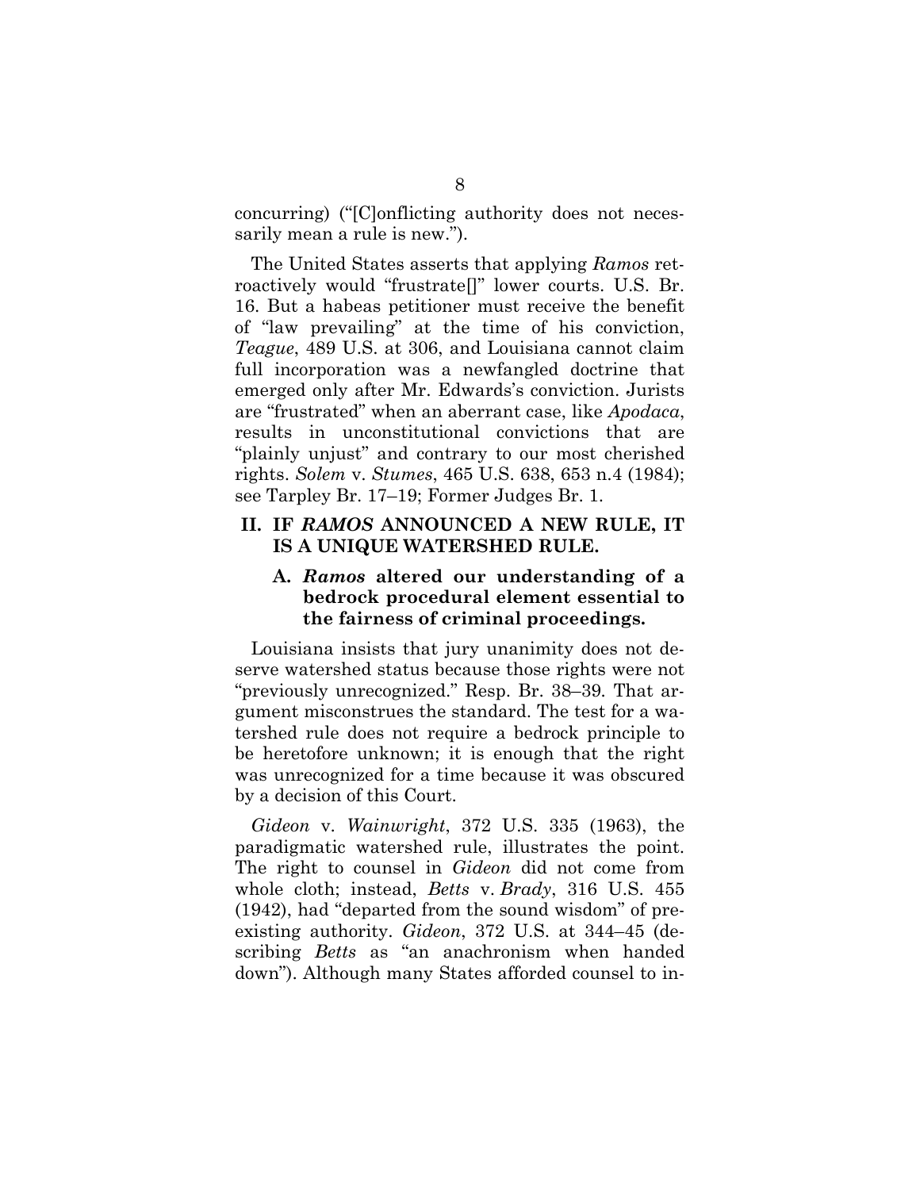concurring) ("[C]onflicting authority does not necessarily mean a rule is new.").

The United States asserts that applying *Ramos* retroactively would "frustrate[]" lower courts. U.S. Br. 16. But a habeas petitioner must receive the benefit of "law prevailing" at the time of his conviction, *Teague*, 489 U.S. at 306, and Louisiana cannot claim full incorporation was a newfangled doctrine that emerged only after Mr. Edwards's conviction. Jurists are "frustrated" when an aberrant case, like *Apodaca*, results in unconstitutional convictions that are "plainly unjust" and contrary to our most cherished rights. *Solem* v. *Stumes*, 465 U.S. 638, 653 n.4 (1984); see Tarpley Br. 17–19; Former Judges Br. 1.

## II. IF *RAMOS* ANNOUNCED A NEW RULE, IT IS A UNIQUE WATERSHED RULE.

### A. *Ramos* altered our understanding of a bedrock procedural element essential to the fairness of criminal proceedings.

Louisiana insists that jury unanimity does not deserve watershed status because those rights were not "previously unrecognized." Resp. Br. 38–39. That argument misconstrues the standard. The test for a watershed rule does not require a bedrock principle to be heretofore unknown; it is enough that the right was unrecognized for a time because it was obscured by a decision of this Court.

*Gideon* v. *Wainwright*, 372 U.S. 335 (1963), the paradigmatic watershed rule, illustrates the point. The right to counsel in *Gideon* did not come from whole cloth; instead, *Betts* v. *Brady*, 316 U.S. 455 (1942), had "departed from the sound wisdom" of preexisting authority. *Gideon*, 372 U.S. at 344–45 (describing *Betts* as "an anachronism when handed down"). Although many States afforded counsel to in-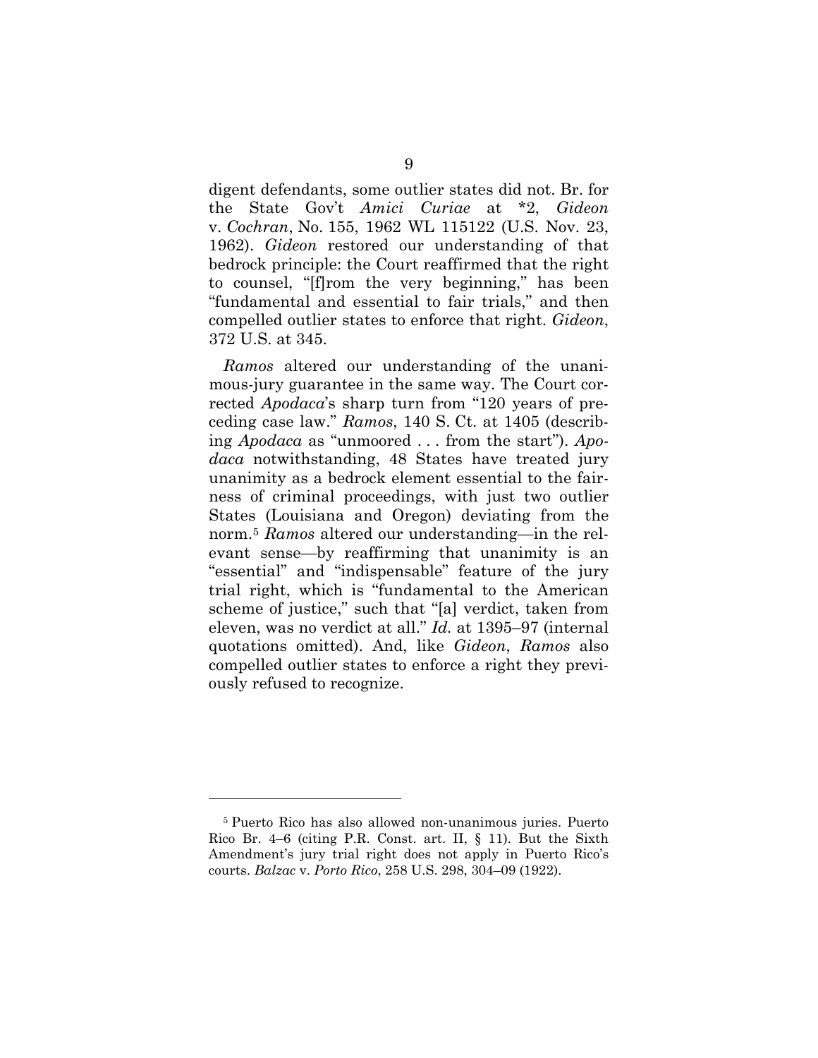digent defendants, some outlier states did not. Br. for the State Gov't *Amici Curiae* at *2, *Gideon* v. *Cochran*, No. 155, 1962 WL 115122 (U.S. Nov. 23, 1962). *Gideon* restored our understanding of that bedrock principle: the Court reaffirmed that the right to counsel, "[f]rom the very beginning," has been "fundamental and essential to fair trials," and then compelled outlier states to enforce that right. *Gideon*, 372 U.S. at 345.

*Ramos* altered our understanding of the unanimous-jury guarantee in the same way. The Court corrected *Apodaca*'s sharp turn from "120 years of preceding case law." *Ramos*, 140 S. Ct. at 1405 (describing *Apodaca* as "unmoored . . . from the start"). *Apodaca* notwithstanding, 48 States have treated jury unanimity as a bedrock element essential to the fairness of criminal proceedings, with just two outlier States (Louisiana and Oregon) deviating from the norm.[5] *Ramos* altered our understanding—in the relevant sense—by reaffirming that unanimity is an "essential" and "indispensable" feature of the jury trial right, which is "fundamental to the American scheme of justice," such that "[a] verdict, taken from eleven, was no verdict at all." *Id.* at 1395–97 (internal quotations omitted). And, like *Gideon*, *Ramos* also compelled outlier states to enforce a right they previously refused to recognize.

---

[5] Puerto Rico has also allowed non-unanimous juries. Puerto Rico Br. 4–6 (citing P.R. Const. art. II, § 11). But the Sixth Amendment's jury trial right does not apply in Puerto Rico's courts. *Balzac* v. *Porto Rico*, 258 U.S. 298, 304–09 (1922).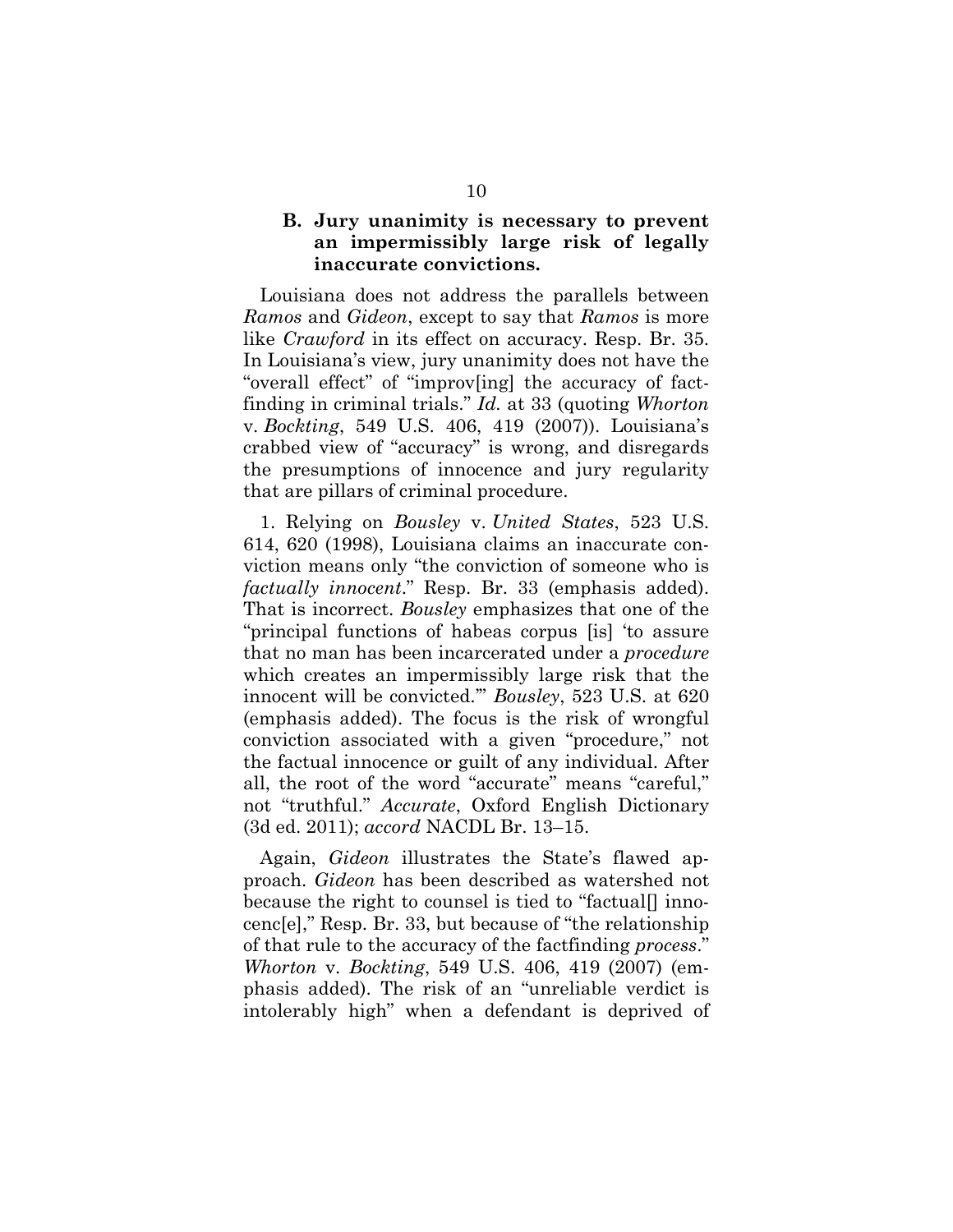### B. Jury unanimity is necessary to prevent an impermissibly large risk of legally inaccurate convictions.

Louisiana does not address the parallels between *Ramos* and *Gideon*, except to say that *Ramos* is more like *Crawford* in its effect on accuracy. Resp. Br. 35. In Louisiana's view, jury unanimity does not have the "overall effect" of "improv[ing] the accuracy of factfinding in criminal trials." *Id.* at 33 (quoting *Whorton* v. *Bockting*, 549 U.S. 406, 419 (2007)). Louisiana's crabbed view of "accuracy" is wrong, and disregards the presumptions of innocence and jury regularity that are pillars of criminal procedure.

1. Relying on *Bousley* v. *United States*, 523 U.S. 614, 620 (1998), Louisiana claims an inaccurate conviction means only "the conviction of someone who is *factually innocent*." Resp. Br. 33 (emphasis added). That is incorrect. *Bousley* emphasizes that one of the "principal functions of habeas corpus [is] 'to assure that no man has been incarcerated under a *procedure* which creates an impermissibly large risk that the innocent will be convicted.'" *Bousley*, 523 U.S. at 620 (emphasis added). The focus is the risk of wrongful conviction associated with a given "procedure," not the factual innocence or guilt of any individual. After all, the root of the word "accurate" means "careful," not "truthful." *Accurate*, Oxford English Dictionary (3d ed. 2011); *accord* NACDL Br. 13–15.

Again, *Gideon* illustrates the State's flawed approach. *Gideon* has been described as watershed not because the right to counsel is tied to "factual[] innocenc[e]," Resp. Br. 33, but because of "the relationship of that rule to the accuracy of the factfinding *process*." *Whorton* v. *Bockting*, 549 U.S. 406, 419 (2007) (emphasis added). The risk of an "unreliable verdict is intolerably high" when a defendant is deprived of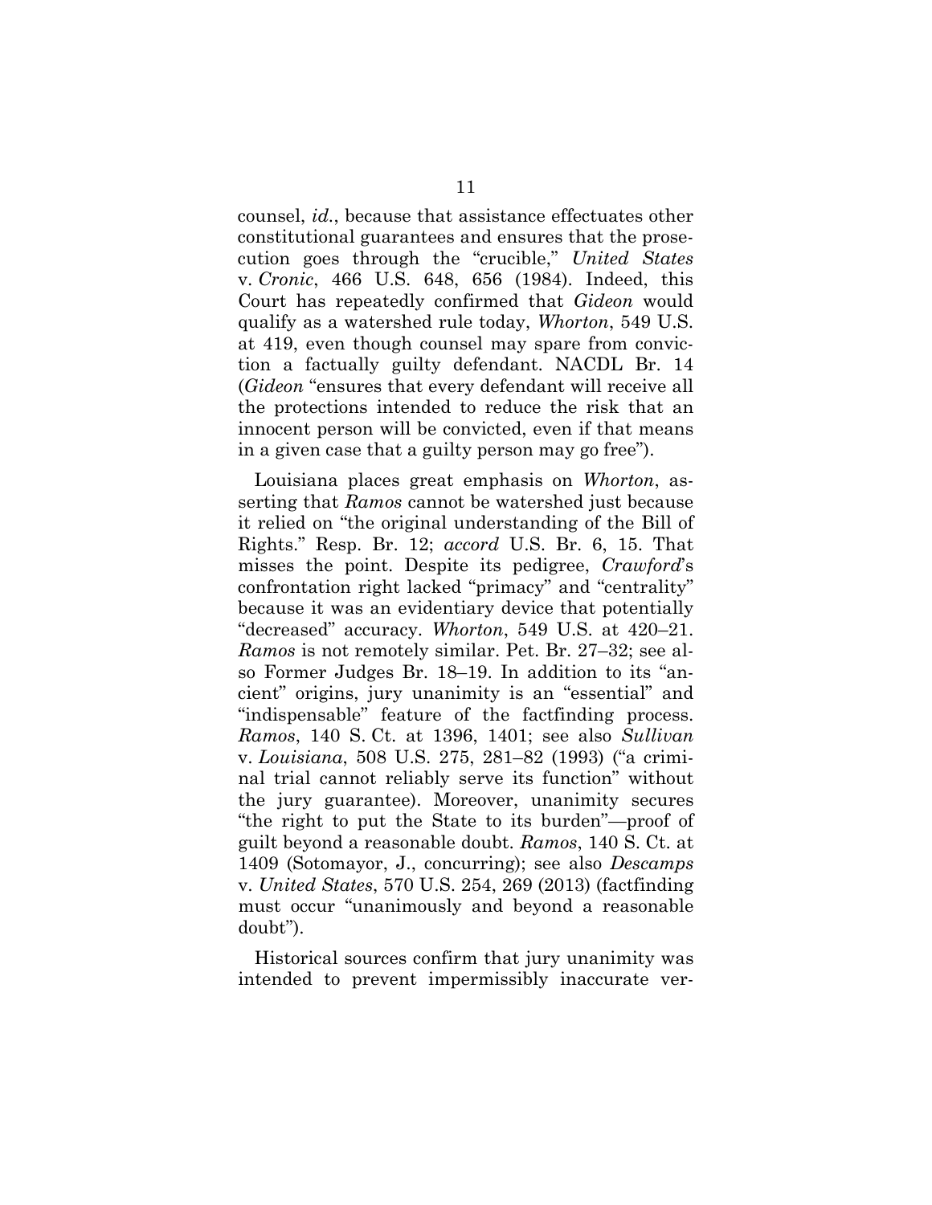counsel, *id.*, because that assistance effectuates other constitutional guarantees and ensures that the prosecution goes through the "crucible," *United States* v. *Cronic*, 466 U.S. 648, 656 (1984). Indeed, this Court has repeatedly confirmed that *Gideon* would qualify as a watershed rule today, *Whorton*, 549 U.S. at 419, even though counsel may spare from conviction a factually guilty defendant. NACDL Br. 14 (*Gideon* "ensures that every defendant will receive all the protections intended to reduce the risk that an innocent person will be convicted, even if that means in a given case that a guilty person may go free").

Louisiana places great emphasis on *Whorton*, asserting that *Ramos* cannot be watershed just because it relied on "the original understanding of the Bill of Rights." Resp. Br. 12; *accord* U.S. Br. 6, 15. That misses the point. Despite its pedigree, *Crawford*'s confrontation right lacked "primacy" and "centrality" because it was an evidentiary device that potentially "decreased" accuracy. *Whorton*, 549 U.S. at 420–21. *Ramos* is not remotely similar. Pet. Br. 27–32; see also Former Judges Br. 18–19. In addition to its "ancient" origins, jury unanimity is an "essential" and "indispensable" feature of the factfinding process. *Ramos*, 140 S. Ct. at 1396, 1401; see also *Sullivan* v. *Louisiana*, 508 U.S. 275, 281–82 (1993) ("a criminal trial cannot reliably serve its function" without the jury guarantee). Moreover, unanimity secures "the right to put the State to its burden"—proof of guilt beyond a reasonable doubt. *Ramos*, 140 S. Ct. at 1409 (Sotomayor, J., concurring); see also *Descamps* v. *United States*, 570 U.S. 254, 269 (2013) (factfinding must occur "unanimously and beyond a reasonable doubt").

Historical sources confirm that jury unanimity was intended to prevent impermissibly inaccurate ver-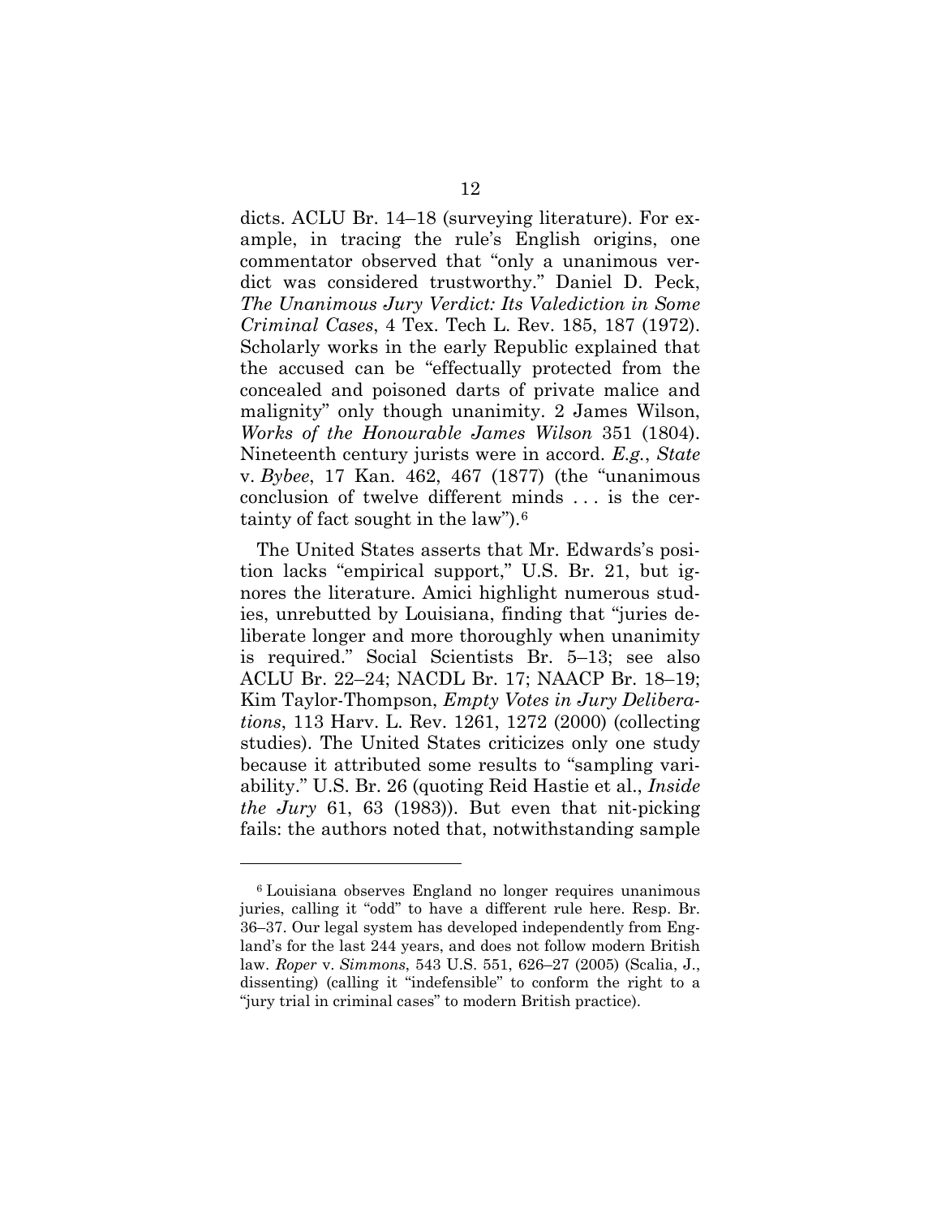dicts. ACLU Br. 14–18 (surveying literature). For example, in tracing the rule's English origins, one commentator observed that "only a unanimous verdict was considered trustworthy." Daniel D. Peck, *The Unanimous Jury Verdict: Its Valediction in Some Criminal Cases*, 4 Tex. Tech L. Rev. 185, 187 (1972). Scholarly works in the early Republic explained that the accused can be "effectually protected from the concealed and poisoned darts of private malice and malignity" only though unanimity. 2 James Wilson, *Works of the Honourable James Wilson* 351 (1804). Nineteenth century jurists were in accord. *E.g.*, *State* v. *Bybee*, 17 Kan. 462, 467 (1877) (the "unanimous conclusion of twelve different minds . . . is the certainty of fact sought in the law").[6]

The United States asserts that Mr. Edwards's position lacks "empirical support," U.S. Br. 21, but ignores the literature. Amici highlight numerous studies, unrebutted by Louisiana, finding that "juries deliberate longer and more thoroughly when unanimity is required." Social Scientists Br. 5–13; see also ACLU Br. 22–24; NACDL Br. 17; NAACP Br. 18–19; Kim Taylor-Thompson, *Empty Votes in Jury Deliberations*, 113 Harv. L. Rev. 1261, 1272 (2000) (collecting studies). The United States criticizes only one study because it attributed some results to "sampling variability." U.S. Br. 26 (quoting Reid Hastie et al., *Inside the Jury* 61, 63 (1983)). But even that nit-picking fails: the authors noted that, notwithstanding sample

[6] Louisiana observes England no longer requires unanimous juries, calling it "odd" to have a different rule here. Resp. Br. 36–37. Our legal system has developed independently from England's for the last 244 years, and does not follow modern British law. *Roper* v. *Simmons*, 543 U.S. 551, 626–27 (2005) (Scalia, J., dissenting) (calling it "indefensible" to conform the right to a "jury trial in criminal cases" to modern British practice).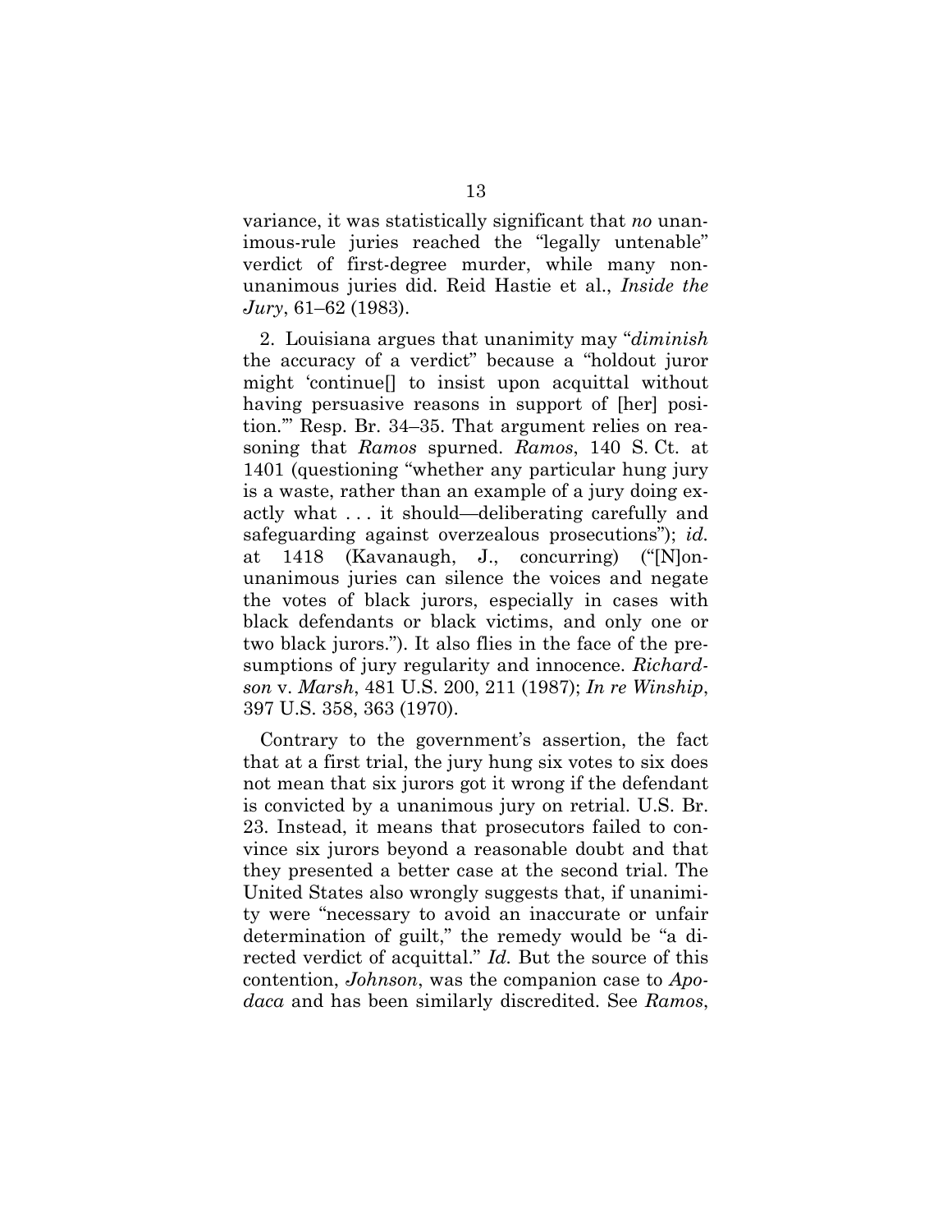variance, it was statistically significant that *no* unanimous-rule juries reached the "legally untenable" verdict of first-degree murder, while many non-unanimous juries did. Reid Hastie et al., *Inside the Jury*, 61–62 (1983).

2. Louisiana argues that unanimity may "*diminish* the accuracy of a verdict" because a "holdout juror might 'continue[] to insist upon acquittal without having persuasive reasons in support of [her] position.'" Resp. Br. 34–35. That argument relies on reasoning that *Ramos* spurned. *Ramos*, 140 S. Ct. at 1401 (questioning "whether any particular hung jury is a waste, rather than an example of a jury doing exactly what . . . it should—deliberating carefully and safeguarding against overzealous prosecutions"); *id.* at 1418 (Kavanaugh, J., concurring) ("[N]on-unanimous juries can silence the voices and negate the votes of black jurors, especially in cases with black defendants or black victims, and only one or two black jurors."). It also flies in the face of the presumptions of jury regularity and innocence. *Richardson* v. *Marsh*, 481 U.S. 200, 211 (1987); *In re Winship*, 397 U.S. 358, 363 (1970).

Contrary to the government's assertion, the fact that at a first trial, the jury hung six votes to six does not mean that six jurors got it wrong if the defendant is convicted by a unanimous jury on retrial. U.S. Br. 23. Instead, it means that prosecutors failed to convince six jurors beyond a reasonable doubt and that they presented a better case at the second trial. The United States also wrongly suggests that, if unanimity were "necessary to avoid an inaccurate or unfair determination of guilt," the remedy would be "a directed verdict of acquittal." *Id.* But the source of this contention, *Johnson*, was the companion case to *Apodaca* and has been similarly discredited. See *Ramos*,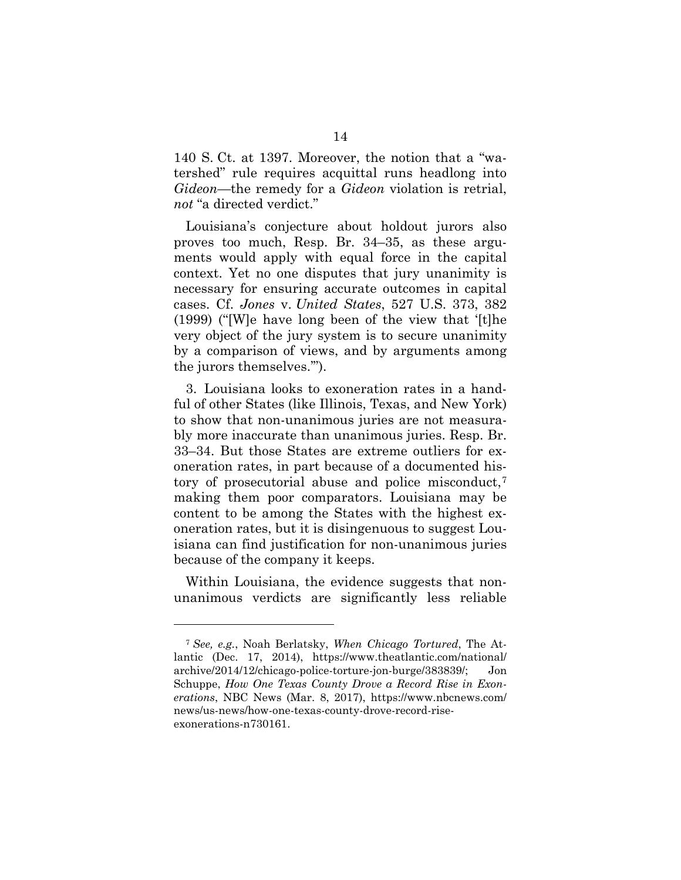140 S. Ct. at 1397. Moreover, the notion that a "watershed" rule requires acquittal runs headlong into *Gideon*—the remedy for a *Gideon* violation is retrial, *not* "a directed verdict."

Louisiana's conjecture about holdout jurors also proves too much, Resp. Br. 34–35, as these arguments would apply with equal force in the capital context. Yet no one disputes that jury unanimity is necessary for ensuring accurate outcomes in capital cases. Cf. *Jones* v. *United States*, 527 U.S. 373, 382 (1999) ("[W]e have long been of the view that '[t]he very object of the jury system is to secure unanimity by a comparison of views, and by arguments among the jurors themselves.'").

3. Louisiana looks to exoneration rates in a handful of other States (like Illinois, Texas, and New York) to show that non-unanimous juries are not measurably more inaccurate than unanimous juries. Resp. Br. 33–34. But those States are extreme outliers for exoneration rates, in part because of a documented history of prosecutorial abuse and police misconduct,[7] making them poor comparators. Louisiana may be content to be among the States with the highest exoneration rates, but it is disingenuous to suggest Louisiana can find justification for non-unanimous juries because of the company it keeps.

Within Louisiana, the evidence suggests that non-unanimous verdicts are significantly less reliable

---

[7] *See, e.g.*, Noah Berlatsky, *When Chicago Tortured*, The Atlantic (Dec. 17, 2014), https://www.theatlantic.com/national/archive/2014/12/chicago-police-torture-jon-burge/383839/; Jon Schuppe, *How One Texas County Drove a Record Rise in Exonerations*, NBC News (Mar. 8, 2017), https://www.nbcnews.com/news/us-news/how-one-texas-county-drove-record-rise-exonerations-n730161.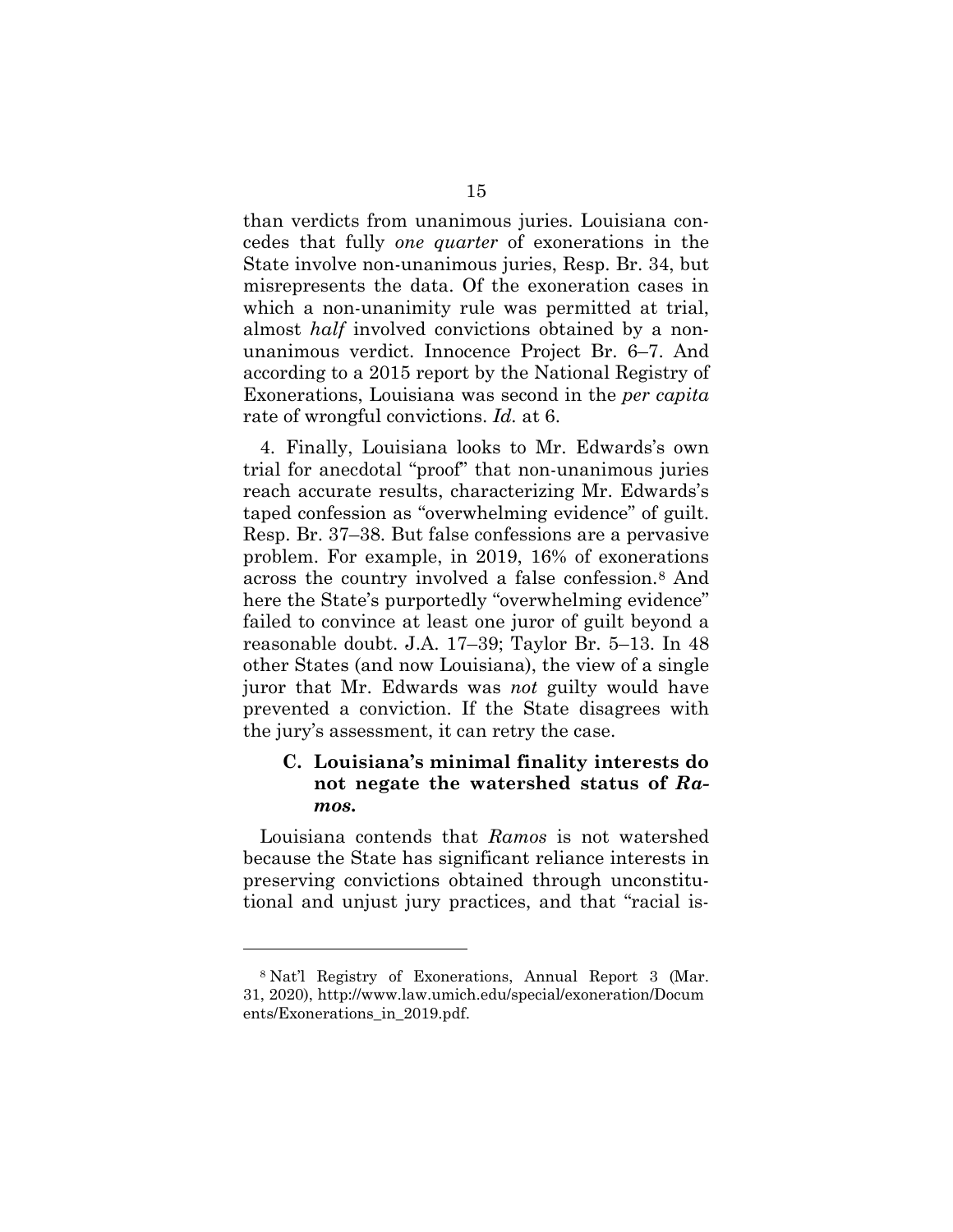than verdicts from unanimous juries. Louisiana concedes that fully *one quarter* of exonerations in the State involve non-unanimous juries, Resp. Br. 34, but misrepresents the data. Of the exoneration cases in which a non-unanimity rule was permitted at trial, almost *half* involved convictions obtained by a non-unanimous verdict. Innocence Project Br. 6–7. And according to a 2015 report by the National Registry of Exonerations, Louisiana was second in the *per capita* rate of wrongful convictions. *Id.* at 6.

4. Finally, Louisiana looks to Mr. Edwards's own trial for anecdotal "proof" that non-unanimous juries reach accurate results, characterizing Mr. Edwards's taped confession as "overwhelming evidence" of guilt. Resp. Br. 37–38. But false confessions are a pervasive problem. For example, in 2019, 16% of exonerations across the country involved a false confession.[8] And here the State's purportedly "overwhelming evidence" failed to convince at least one juror of guilt beyond a reasonable doubt. J.A. 17–39; Taylor Br. 5–13. In 48 other States (and now Louisiana), the view of a single juror that Mr. Edwards was *not* guilty would have prevented a conviction. If the State disagrees with the jury's assessment, it can retry the case.

### C. Louisiana's minimal finality interests do not negate the watershed status of *Ramos*.

Louisiana contends that *Ramos* is not watershed because the State has significant reliance interests in preserving convictions obtained through unconstitutional and unjust jury practices, and that "racial is-

[8] Nat'l Registry of Exonerations, Annual Report 3 (Mar. 31, 2020), http://www.law.umich.edu/special/exoneration/Documents/Exonerations_in_2019.pdf.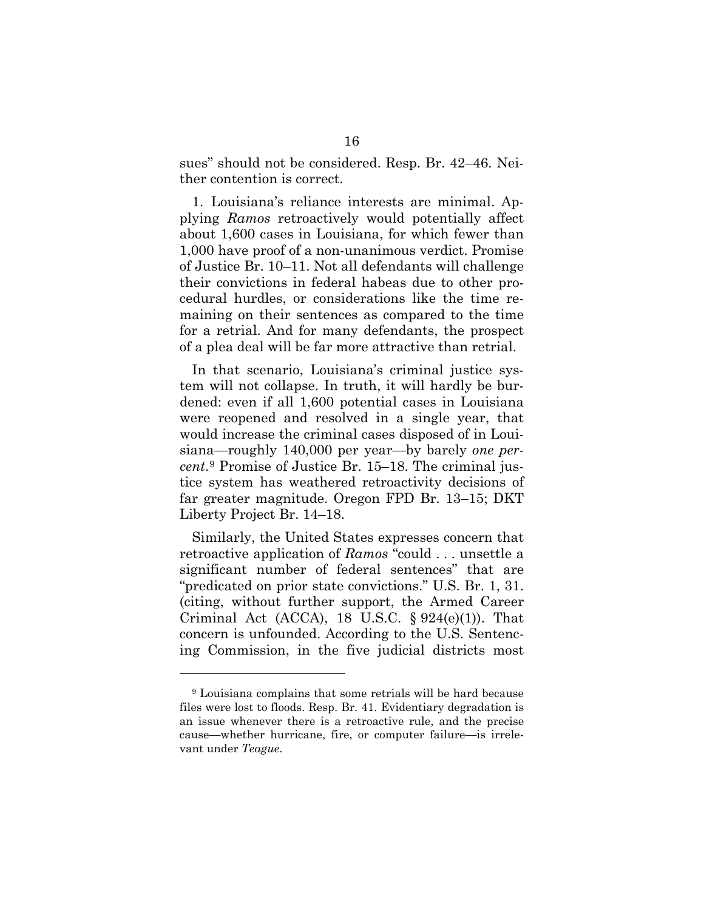sues" should not be considered. Resp. Br. 42–46. Neither contention is correct.

1. Louisiana's reliance interests are minimal. Applying *Ramos* retroactively would potentially affect about 1,600 cases in Louisiana, for which fewer than 1,000 have proof of a non-unanimous verdict. Promise of Justice Br. 10–11. Not all defendants will challenge their convictions in federal habeas due to other procedural hurdles, or considerations like the time remaining on their sentences as compared to the time for a retrial. And for many defendants, the prospect of a plea deal will be far more attractive than retrial.

In that scenario, Louisiana's criminal justice system will not collapse. In truth, it will hardly be burdened: even if all 1,600 potential cases in Louisiana were reopened and resolved in a single year, that would increase the criminal cases disposed of in Louisiana—roughly 140,000 per year—by barely *one percent*.[9] Promise of Justice Br. 15–18. The criminal justice system has weathered retroactivity decisions of far greater magnitude. Oregon FPD Br. 13–15; DKT Liberty Project Br. 14–18.

Similarly, the United States expresses concern that retroactive application of *Ramos* "could . . . unsettle a significant number of federal sentences" that are "predicated on prior state convictions." U.S. Br. 1, 31. (citing, without further support, the Armed Career Criminal Act (ACCA), 18 U.S.C. § 924(e)(1)). That concern is unfounded. According to the U.S. Sentencing Commission, in the five judicial districts most

[9] Louisiana complains that some retrials will be hard because files were lost to floods. Resp. Br. 41. Evidentiary degradation is an issue whenever there is a retroactive rule, and the precise cause—whether hurricane, fire, or computer failure—is irrelevant under *Teague*.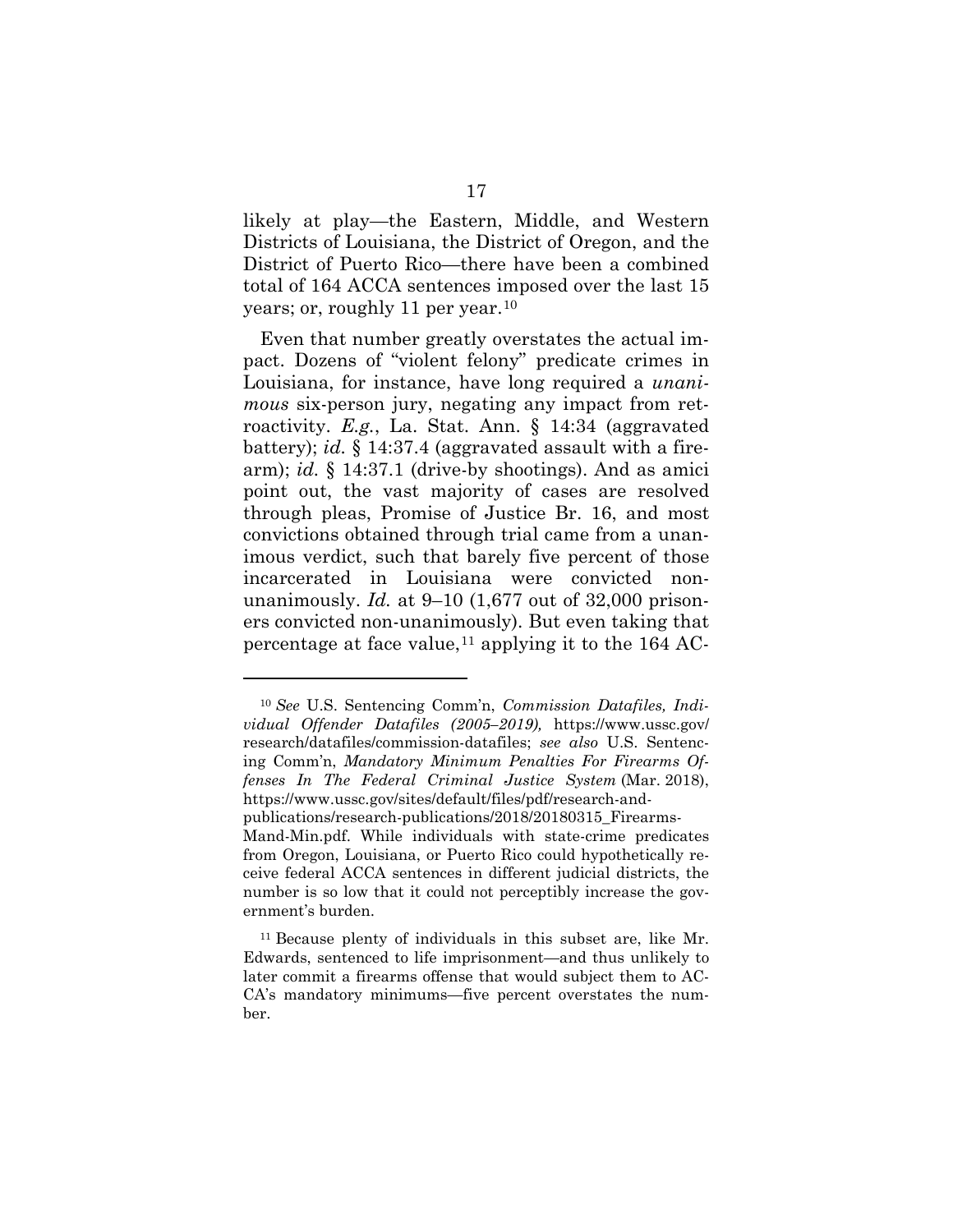likely at play—the Eastern, Middle, and Western Districts of Louisiana, the District of Oregon, and the District of Puerto Rico—there have been a combined total of 164 ACCA sentences imposed over the last 15 years; or, roughly 11 per year.[10]

Even that number greatly overstates the actual impact. Dozens of "violent felony" predicate crimes in Louisiana, for instance, have long required a *unanimous* six-person jury, negating any impact from retroactivity. *E.g.*, La. Stat. Ann. § 14:34 (aggravated battery); *id.* § 14:37.4 (aggravated assault with a firearm); *id.* § 14:37.1 (drive-by shootings). And as amici point out, the vast majority of cases are resolved through pleas, Promise of Justice Br. 16, and most convictions obtained through trial came from a unanimous verdict, such that barely five percent of those incarcerated in Louisiana were convicted non-unanimously. *Id.* at 9–10 (1,677 out of 32,000 prisoners convicted non-unanimously). But even taking that percentage at face value,[11] applying it to the 164 AC-

---

[10] *See* U.S. Sentencing Comm'n, *Commission Datafiles, Individual Offender Datafiles (2005–2019),* https://www.ussc.gov/research/datafiles/commission-datafiles; *see also* U.S. Sentencing Comm'n, *Mandatory Minimum Penalties For Firearms Offenses In The Federal Criminal Justice System* (Mar. 2018), https://www.ussc.gov/sites/default/files/pdf/research-and-publications/research-publications/2018/20180315_Firearms-Mand-Min.pdf. While individuals with state-crime predicates from Oregon, Louisiana, or Puerto Rico could hypothetically receive federal ACCA sentences in different judicial districts, the number is so low that it could not perceptibly increase the government's burden.

[11] Because plenty of individuals in this subset are, like Mr. Edwards, sentenced to life imprisonment—and thus unlikely to later commit a firearms offense that would subject them to ACCA's mandatory minimums—five percent overstates the number.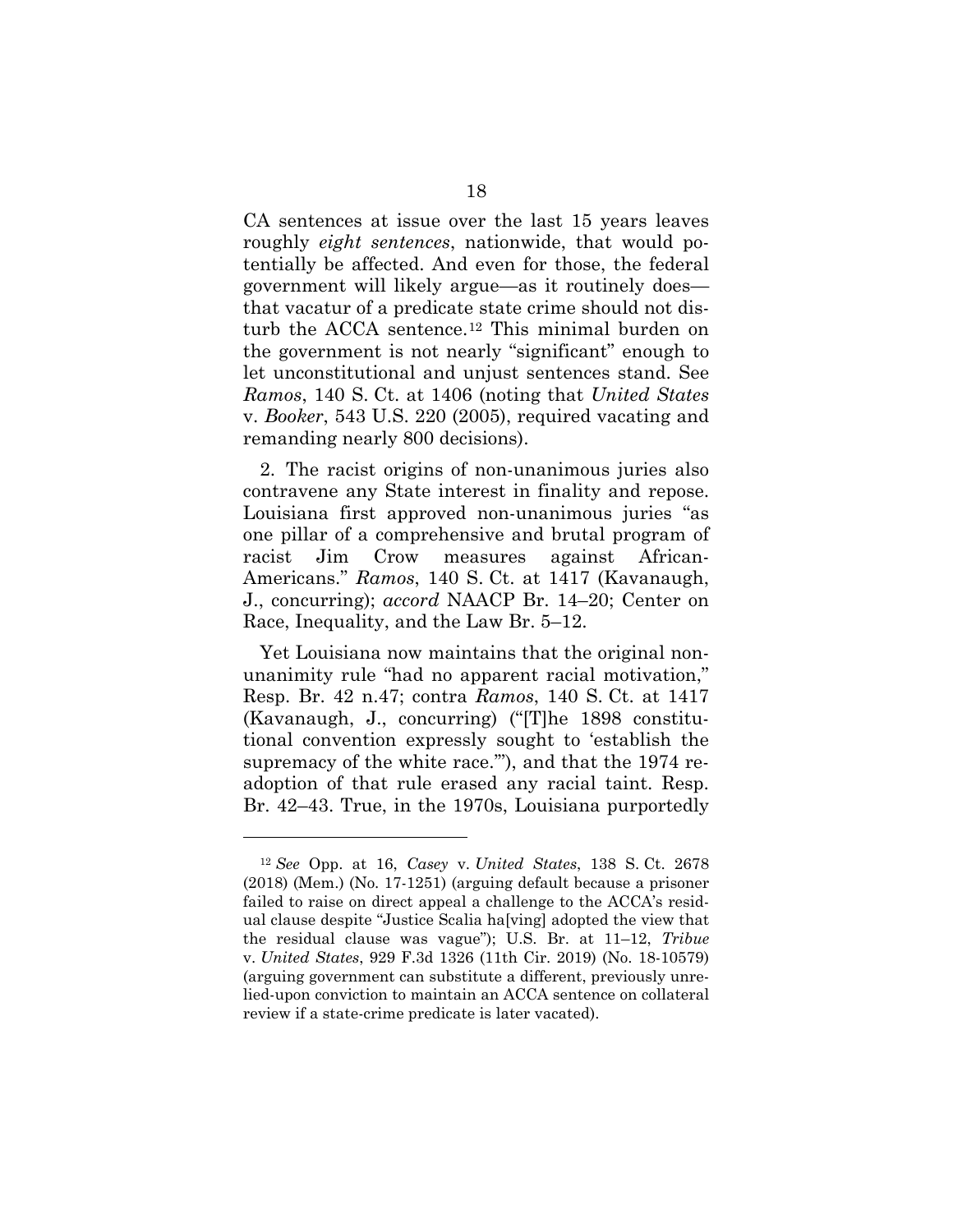CA sentences at issue over the last 15 years leaves roughly *eight sentences*, nationwide, that would potentially be affected. And even for those, the federal government will likely argue—as it routinely does—that vacatur of a predicate state crime should not disturb the ACCA sentence.[12] This minimal burden on the government is not nearly "significant" enough to let unconstitutional and unjust sentences stand. See *Ramos*, 140 S. Ct. at 1406 (noting that *United States* v. *Booker*, 543 U.S. 220 (2005), required vacating and remanding nearly 800 decisions).

2. The racist origins of non-unanimous juries also contravene any State interest in finality and repose. Louisiana first approved non-unanimous juries "as one pillar of a comprehensive and brutal program of racist Jim Crow measures against African-Americans." *Ramos*, 140 S. Ct. at 1417 (Kavanaugh, J., concurring); *accord* NAACP Br. 14–20; Center on Race, Inequality, and the Law Br. 5–12.

Yet Louisiana now maintains that the original non-unanimity rule "had no apparent racial motivation," Resp. Br. 42 n.47; contra *Ramos*, 140 S. Ct. at 1417 (Kavanaugh, J., concurring) ("[T]he 1898 constitutional convention expressly sought to 'establish the supremacy of the white race.'"), and that the 1974 re-adoption of that rule erased any racial taint. Resp. Br. 42–43. True, in the 1970s, Louisiana purportedly

---

[12] *See* Opp. at 16, *Casey* v. *United States*, 138 S. Ct. 2678 (2018) (Mem.) (No. 17-1251) (arguing default because a prisoner failed to raise on direct appeal a challenge to the ACCA's residual clause despite "Justice Scalia ha[ving] adopted the view that the residual clause was vague"); U.S. Br. at 11–12, *Tribue* v. *United States*, 929 F.3d 1326 (11th Cir. 2019) (No. 18-10579) (arguing government can substitute a different, previously unrelied-upon conviction to maintain an ACCA sentence on collateral review if a state-crime predicate is later vacated).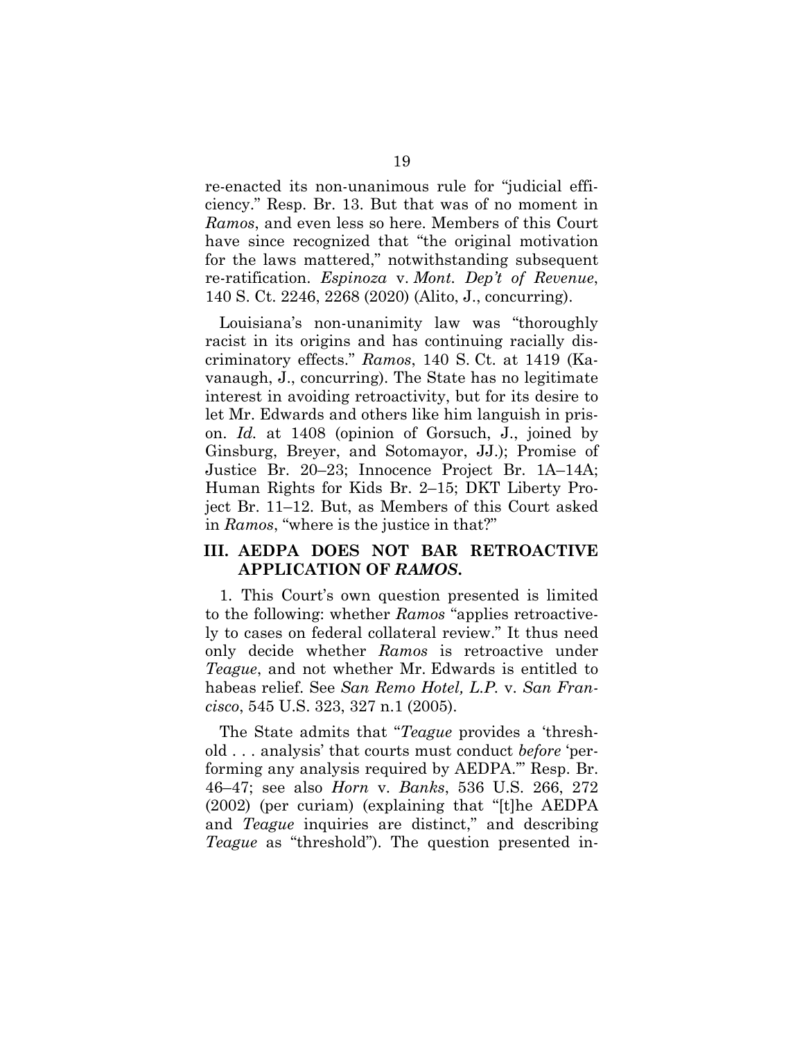re-enacted its non-unanimous rule for "judicial efficiency." Resp. Br. 13. But that was of no moment in *Ramos*, and even less so here. Members of this Court have since recognized that "the original motivation for the laws mattered," notwithstanding subsequent re-ratification. *Espinoza* v. *Mont. Dep't of Revenue*, 140 S. Ct. 2246, 2268 (2020) (Alito, J., concurring).

Louisiana's non-unanimity law was "thoroughly racist in its origins and has continuing racially discriminatory effects." *Ramos*, 140 S. Ct. at 1419 (Kavanaugh, J., concurring). The State has no legitimate interest in avoiding retroactivity, but for its desire to let Mr. Edwards and others like him languish in prison. *Id.* at 1408 (opinion of Gorsuch, J., joined by Ginsburg, Breyer, and Sotomayor, JJ.); Promise of Justice Br. 20–23; Innocence Project Br. 1A–14A; Human Rights for Kids Br. 2–15; DKT Liberty Project Br. 11–12. But, as Members of this Court asked in *Ramos*, "where is the justice in that?"

### III. AEDPA DOES NOT BAR RETROACTIVE APPLICATION OF *RAMOS*.

1. This Court's own question presented is limited to the following: whether *Ramos* "applies retroactively to cases on federal collateral review." It thus need only decide whether *Ramos* is retroactive under *Teague*, and not whether Mr. Edwards is entitled to habeas relief. See *San Remo Hotel, L.P.* v. *San Francisco*, 545 U.S. 323, 327 n.1 (2005).

The State admits that "*Teague* provides a 'threshold . . . analysis' that courts must conduct *before* 'performing any analysis required by AEDPA.'" Resp. Br. 46–47; see also *Horn* v. *Banks*, 536 U.S. 266, 272 (2002) (per curiam) (explaining that "[t]he AEDPA and *Teague* inquiries are distinct," and describing *Teague* as "threshold"). The question presented in-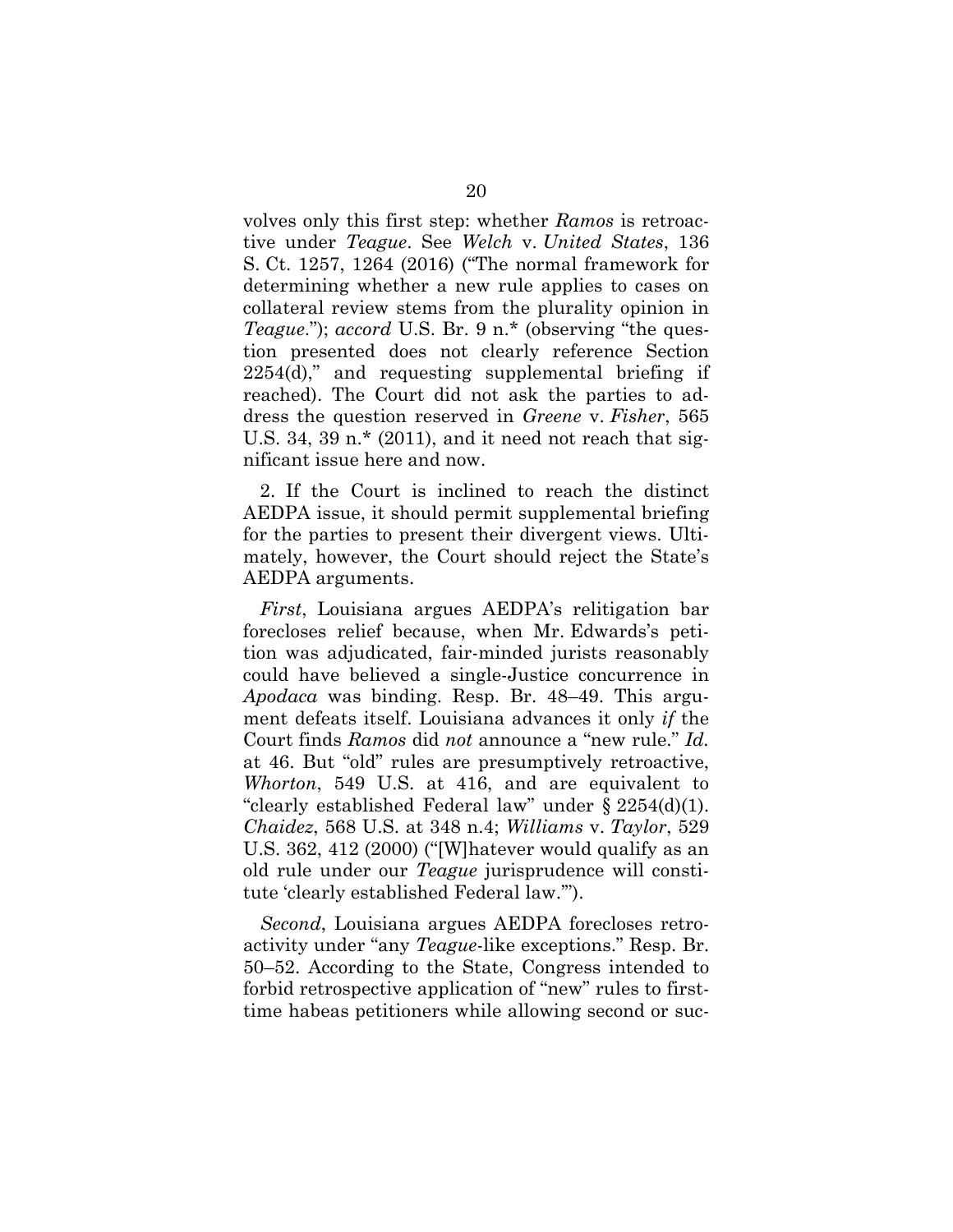volves only this first step: whether *Ramos* is retroactive under *Teague*. See *Welch* v. *United States*, 136 S. Ct. 1257, 1264 (2016) ("The normal framework for determining whether a new rule applies to cases on collateral review stems from the plurality opinion in *Teague*."); *accord* U.S. Br. 9 n.* (observing "the question presented does not clearly reference Section 2254(d)," and requesting supplemental briefing if reached). The Court did not ask the parties to address the question reserved in *Greene* v. *Fisher*, 565 U.S. 34, 39 n.* (2011), and it need not reach that significant issue here and now.

2. If the Court is inclined to reach the distinct AEDPA issue, it should permit supplemental briefing for the parties to present their divergent views. Ultimately, however, the Court should reject the State's AEDPA arguments.

*First*, Louisiana argues AEDPA's relitigation bar forecloses relief because, when Mr. Edwards's petition was adjudicated, fair-minded jurists reasonably could have believed a single-Justice concurrence in *Apodaca* was binding. Resp. Br. 48–49. This argument defeats itself. Louisiana advances it only *if* the Court finds *Ramos* did *not* announce a "new rule." *Id.* at 46. But "old" rules are presumptively retroactive, *Whorton*, 549 U.S. at 416, and are equivalent to "clearly established Federal law" under § 2254(d)(1). *Chaidez*, 568 U.S. at 348 n.4; *Williams* v. *Taylor*, 529 U.S. 362, 412 (2000) ("[W]hatever would qualify as an old rule under our *Teague* jurisprudence will constitute 'clearly established Federal law.'").

*Second*, Louisiana argues AEDPA forecloses retroactivity under "any *Teague*-like exceptions." Resp. Br. 50–52. According to the State, Congress intended to forbid retrospective application of "new" rules to first-time habeas petitioners while allowing second or suc-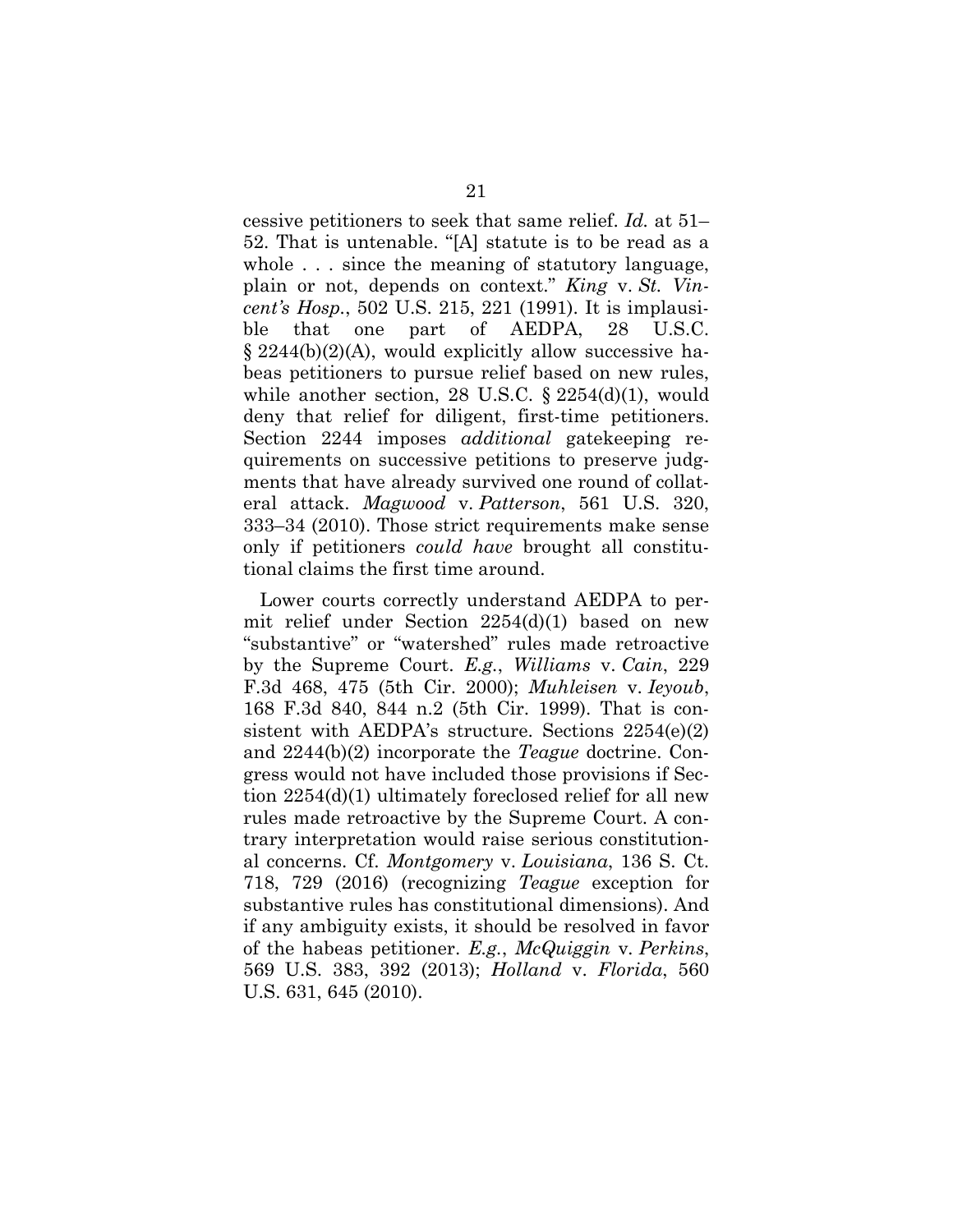cessive petitioners to seek that same relief. *Id.* at 51–52. That is untenable. "[A] statute is to be read as a whole . . . since the meaning of statutory language, plain or not, depends on context." *King* v. *St. Vincent's Hosp.*, 502 U.S. 215, 221 (1991). It is implausible that one part of AEDPA, 28 U.S.C. § 2244(b)(2)(A), would explicitly allow successive habeas petitioners to pursue relief based on new rules, while another section, 28 U.S.C. § 2254(d)(1), would deny that relief for diligent, first-time petitioners. Section 2244 imposes *additional* gatekeeping requirements on successive petitions to preserve judgments that have already survived one round of collateral attack. *Magwood* v. *Patterson*, 561 U.S. 320, 333–34 (2010). Those strict requirements make sense only if petitioners *could have* brought all constitutional claims the first time around.

Lower courts correctly understand AEDPA to permit relief under Section 2254(d)(1) based on new "substantive" or "watershed" rules made retroactive by the Supreme Court. *E.g.*, *Williams* v. *Cain*, 229 F.3d 468, 475 (5th Cir. 2000); *Muhleisen* v. *Ieyoub*, 168 F.3d 840, 844 n.2 (5th Cir. 1999). That is consistent with AEDPA's structure. Sections 2254(e)(2) and 2244(b)(2) incorporate the *Teague* doctrine. Congress would not have included those provisions if Section 2254(d)(1) ultimately foreclosed relief for all new rules made retroactive by the Supreme Court. A contrary interpretation would raise serious constitutional concerns. Cf. *Montgomery* v. *Louisiana*, 136 S. Ct. 718, 729 (2016) (recognizing *Teague* exception for substantive rules has constitutional dimensions). And if any ambiguity exists, it should be resolved in favor of the habeas petitioner. *E.g.*, *McQuiggin* v. *Perkins*, 569 U.S. 383, 392 (2013); *Holland* v. *Florida*, 560 U.S. 631, 645 (2010).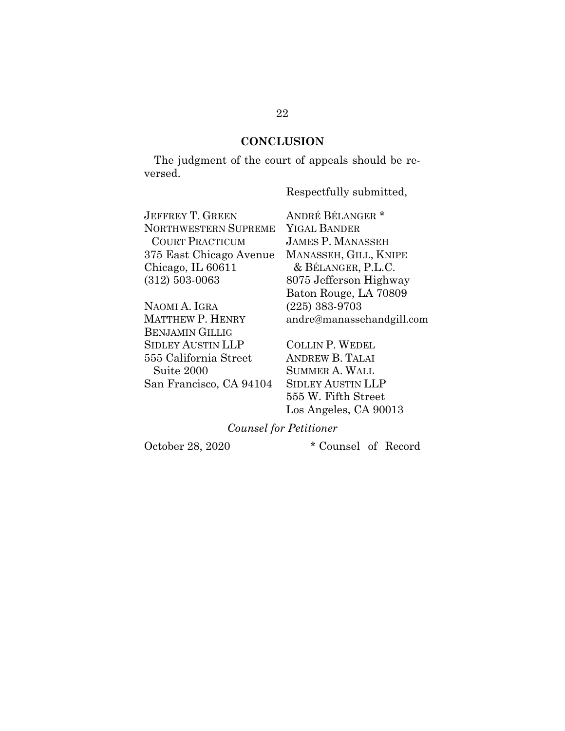## CONCLUSION

The judgment of the court of appeals should be reversed.

Respectfully submitted,

JEFFREY T. GREEN
NORTHWESTERN SUPREME COURT PRACTICUM
375 East Chicago Avenue
Chicago, IL 60611
(312) 503-0063

NAOMI A. IGRA
MATTHEW P. HENRY
BENJAMIN GILLIG
SIDLEY AUSTIN LLP
555 California Street
Suite 2000
San Francisco, CA 94104

ANDRÉ BÉLANGER *
YIGAL BANDER
JAMES P. MANASSEH
MANASSEH, GILL, KNIPE & BÉLANGER, P.L.C.
8075 Jefferson Highway
Baton Rouge, LA 70809
(225) 383-9703
andre@manassehandgill.com

COLLIN P. WEDEL
ANDREW B. TALAI
SUMMER A. WALL
SIDLEY AUSTIN LLP
555 W. Fifth Street
Los Angeles, CA 90013

*Counsel for Petitioner*

October 28, 2020

* Counsel of Record